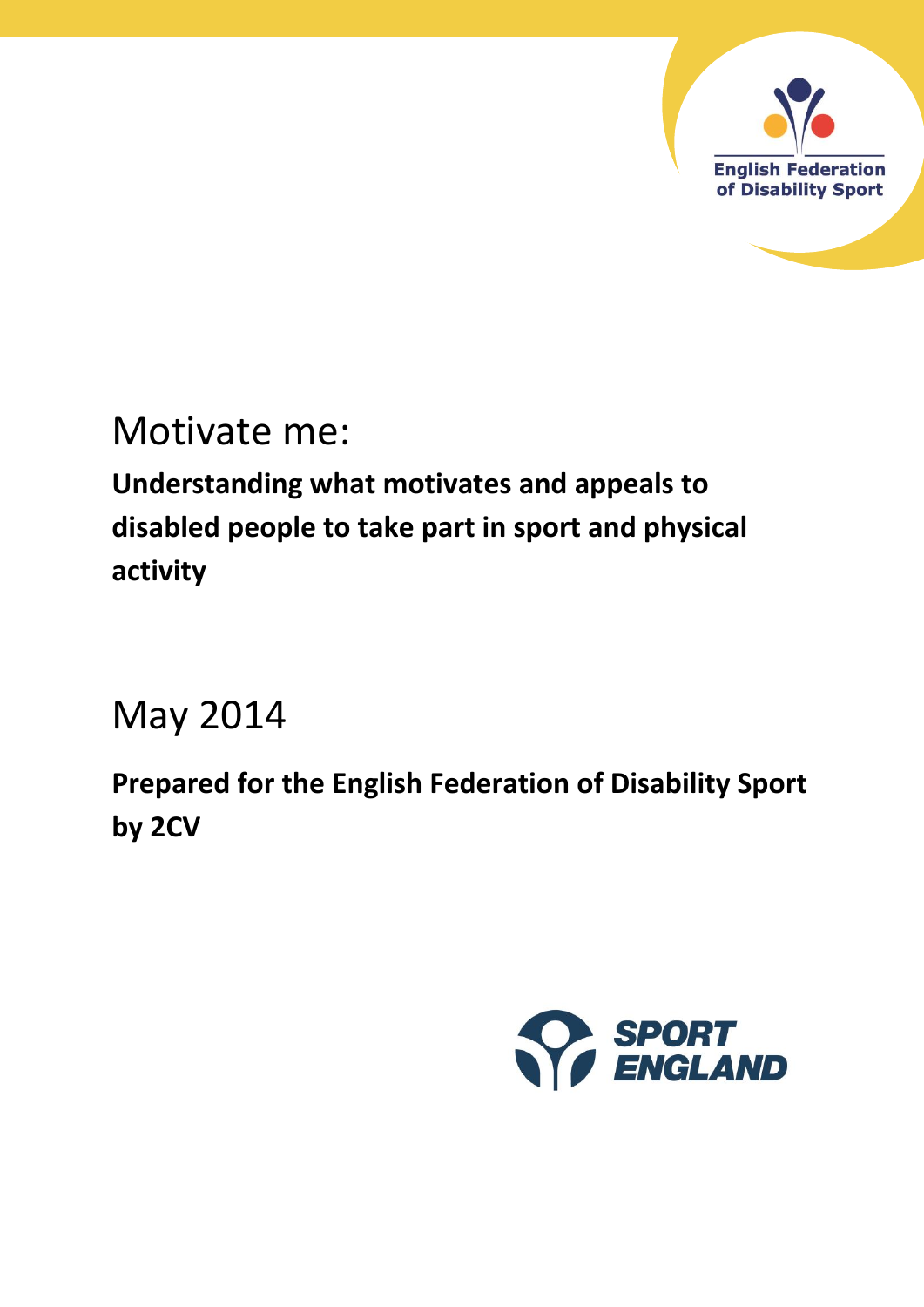English Federation of Disability Sport

# Motivate me:

**Understanding what motivates and appeals to disabled people to take part in sport and physical activity**

## May 2014

**Prepared for the English Federation of Disability Sport by 2CV**

SPORT ENGLAND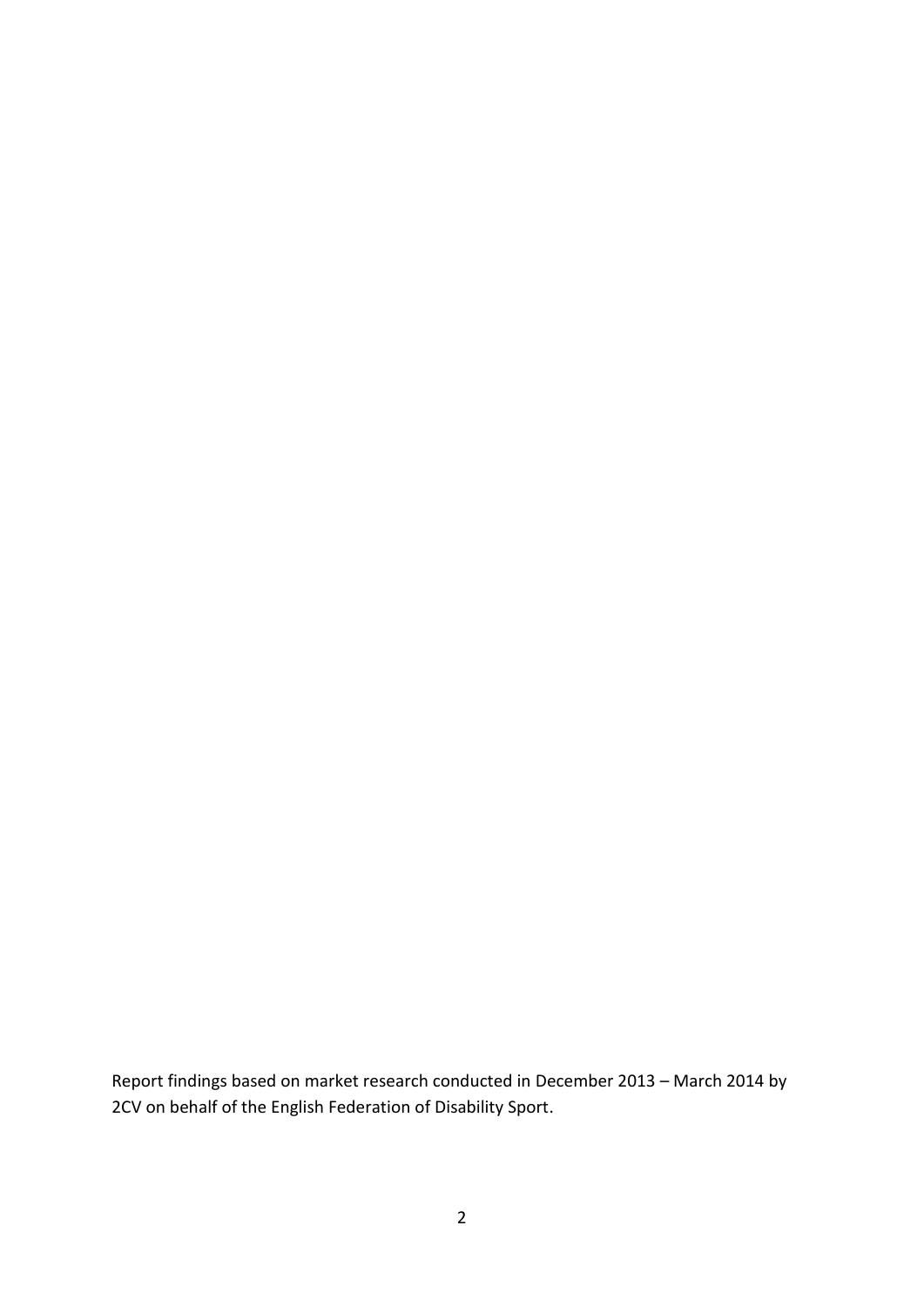Report findings based on market research conducted in December 2013 – March 2014 by 2CV on behalf of the English Federation of Disability Sport.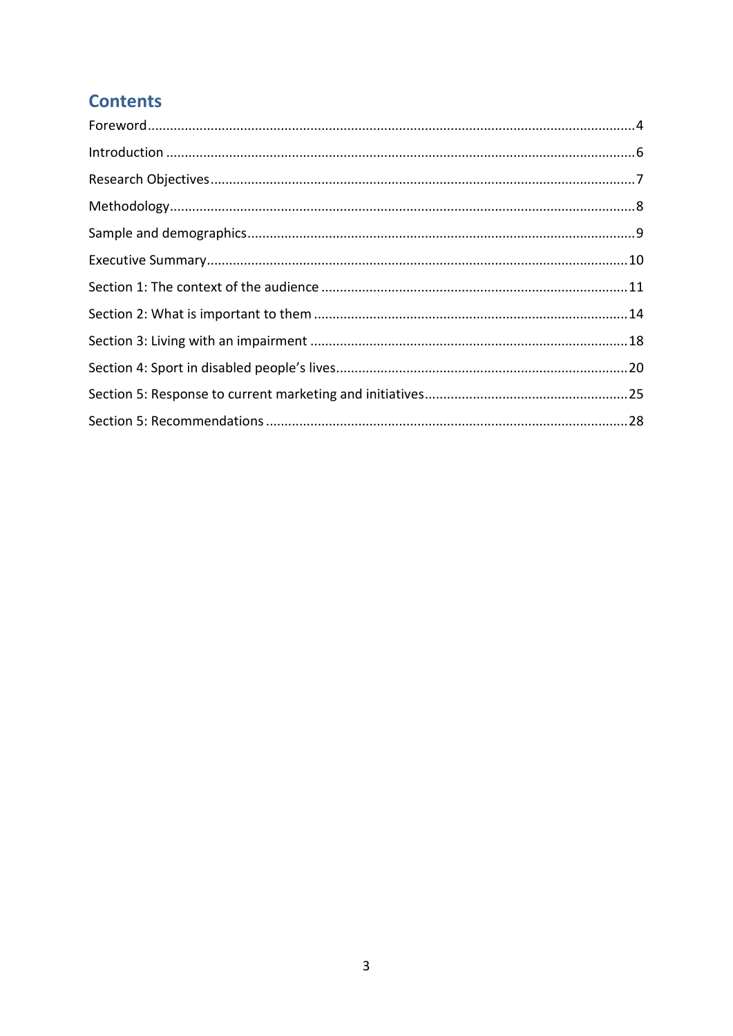## Contents

Foreword....................................................................................................................4

Introduction ..............................................................................................................6

Research Objectives....................................................................................................7

Methodology..............................................................................................................8

Sample and demographics.........................................................................................9

Executive Summary..................................................................................................10

Section 1: The context of the audience ....................................................................11

Section 2: What is important to them ......................................................................14

Section 3: Living with an impairment .......................................................................18

Section 4: Sport in disabled people's lives................................................................20

Section 5: Response to current marketing and initiatives.......................................25

Section 5: Recommendations ...................................................................................28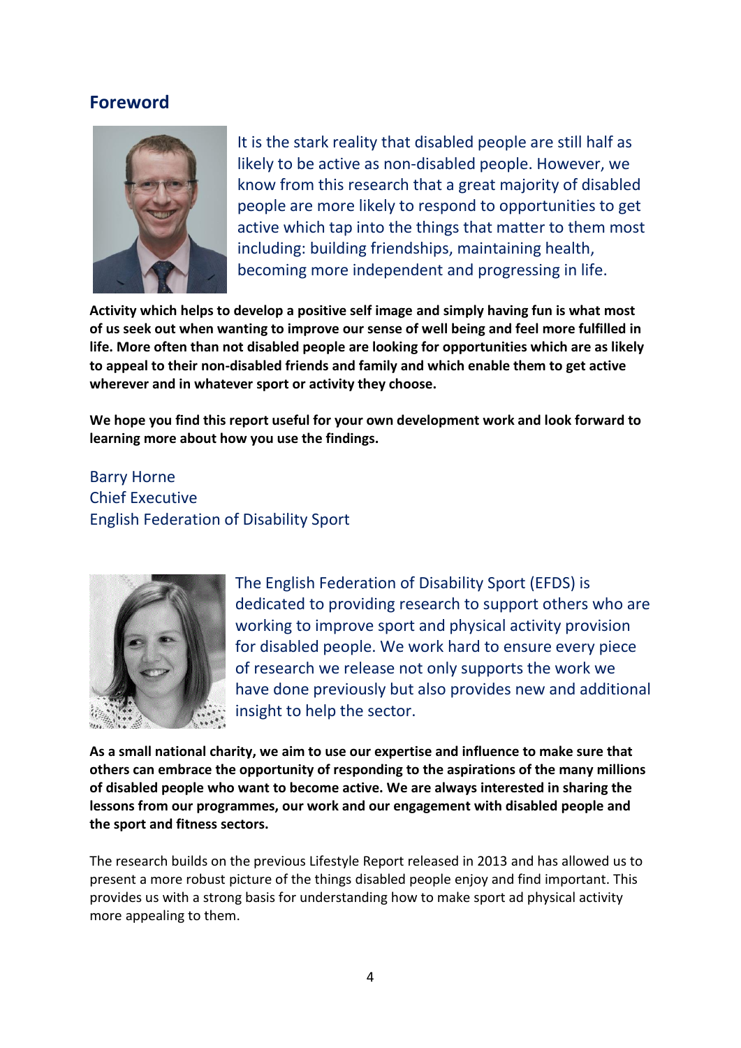## Foreword

It is the stark reality that disabled people are still half as likely to be active as non-disabled people. However, we know from this research that a great majority of disabled people are more likely to respond to opportunities to get active which tap into the things that matter to them most including: building friendships, maintaining health, becoming more independent and progressing in life.

**Activity which helps to develop a positive self image and simply having fun is what most of us seek out when wanting to improve our sense of well being and feel more fulfilled in life. More often than not disabled people are looking for opportunities which are as likely to appeal to their non-disabled friends and family and which enable them to get active wherever and in whatever sport or activity they choose.**

**We hope you find this report useful for your own development work and look forward to learning more about how you use the findings.**

Barry Horne
Chief Executive
English Federation of Disability Sport

The English Federation of Disability Sport (EFDS) is dedicated to providing research to support others who are working to improve sport and physical activity provision for disabled people. We work hard to ensure every piece of research we release not only supports the work we have done previously but also provides new and additional insight to help the sector.

**As a small national charity, we aim to use our expertise and influence to make sure that others can embrace the opportunity of responding to the aspirations of the many millions of disabled people who want to become active. We are always interested in sharing the lessons from our programmes, our work and our engagement with disabled people and the sport and fitness sectors.**

The research builds on the previous Lifestyle Report released in 2013 and has allowed us to present a more robust picture of the things disabled people enjoy and find important. This provides us with a strong basis for understanding how to make sport ad physical activity more appealing to them.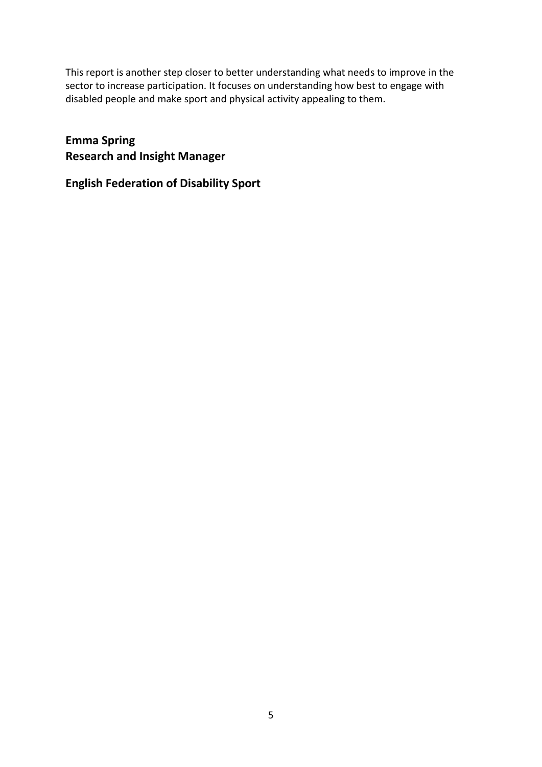This report is another step closer to better understanding what needs to improve in the sector to increase participation. It focuses on understanding how best to engage with disabled people and make sport and physical activity appealing to them.

**Emma Spring**
**Research and Insight Manager**

**English Federation of Disability Sport**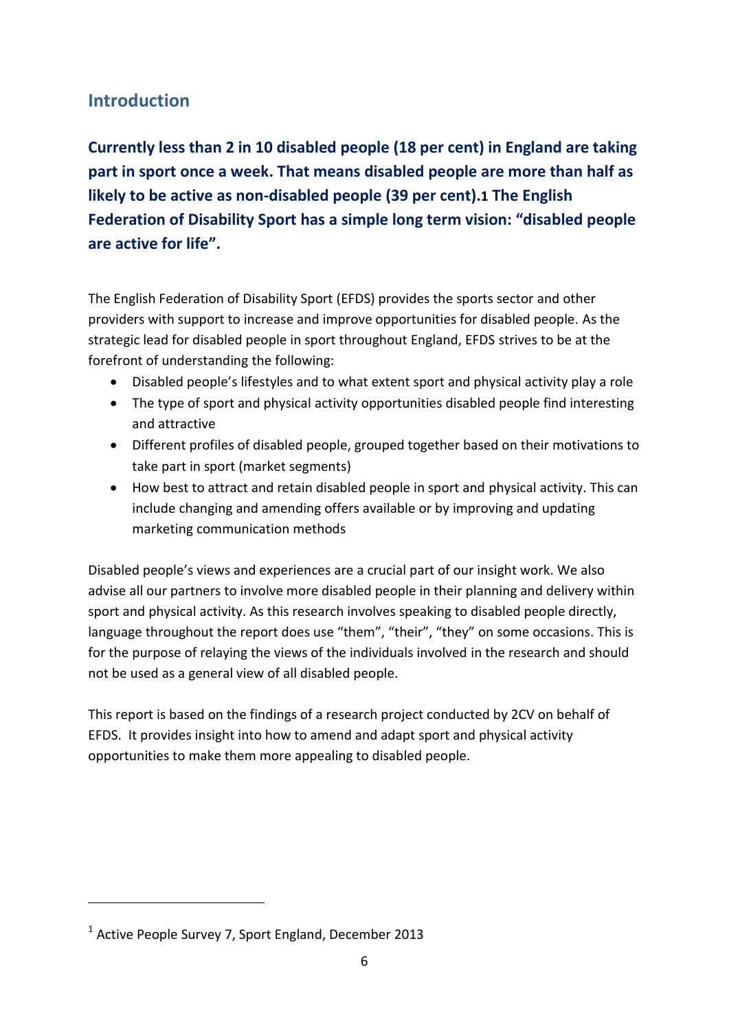## Introduction

**Currently less than 2 in 10 disabled people (18 per cent) in England are taking part in sport once a week. That means disabled people are more than half as likely to be active as non-disabled people (39 per cent).[1] The English Federation of Disability Sport has a simple long term vision: "disabled people are active for life".**

The English Federation of Disability Sport (EFDS) provides the sports sector and other providers with support to increase and improve opportunities for disabled people. As the strategic lead for disabled people in sport throughout England, EFDS strives to be at the forefront of understanding the following:

- Disabled people's lifestyles and to what extent sport and physical activity play a role
- The type of sport and physical activity opportunities disabled people find interesting and attractive
- Different profiles of disabled people, grouped together based on their motivations to take part in sport (market segments)
- How best to attract and retain disabled people in sport and physical activity. This can include changing and amending offers available or by improving and updating marketing communication methods

Disabled people's views and experiences are a crucial part of our insight work. We also advise all our partners to involve more disabled people in their planning and delivery within sport and physical activity. As this research involves speaking to disabled people directly, language throughout the report does use "them", "their", "they" on some occasions. This is for the purpose of relaying the views of the individuals involved in the research and should not be used as a general view of all disabled people.

This report is based on the findings of a research project conducted by 2CV on behalf of EFDS. It provides insight into how to amend and adapt sport and physical activity opportunities to make them more appealing to disabled people.

[1] Active People Survey 7, Sport England, December 2013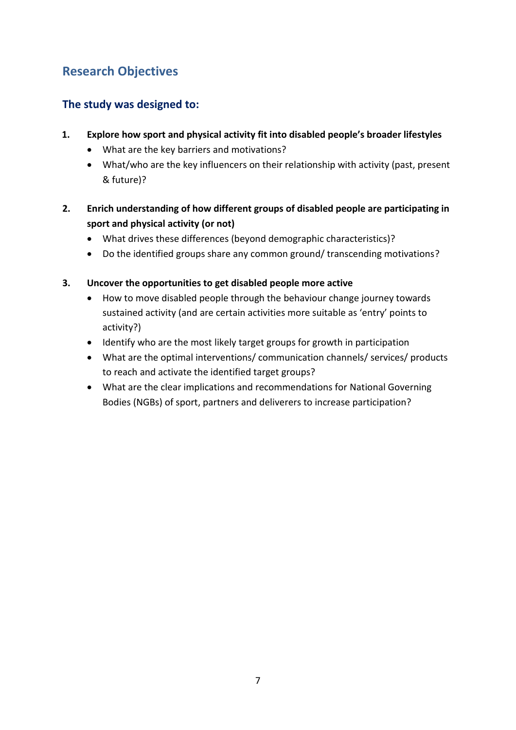## Research Objectives

### The study was designed to:

1. **Explore how sport and physical activity fit into disabled people's broader lifestyles**
   - What are the key barriers and motivations?
   - What/who are the key influencers on their relationship with activity (past, present & future)?

2. **Enrich understanding of how different groups of disabled people are participating in sport and physical activity (or not)**
   - What drives these differences (beyond demographic characteristics)?
   - Do the identified groups share any common ground/ transcending motivations?

3. **Uncover the opportunities to get disabled people more active**
   - How to move disabled people through the behaviour change journey towards sustained activity (and are certain activities more suitable as 'entry' points to activity?)
   - Identify who are the most likely target groups for growth in participation
   - What are the optimal interventions/ communication channels/ services/ products to reach and activate the identified target groups?
   - What are the clear implications and recommendations for National Governing Bodies (NGBs) of sport, partners and deliverers to increase participation?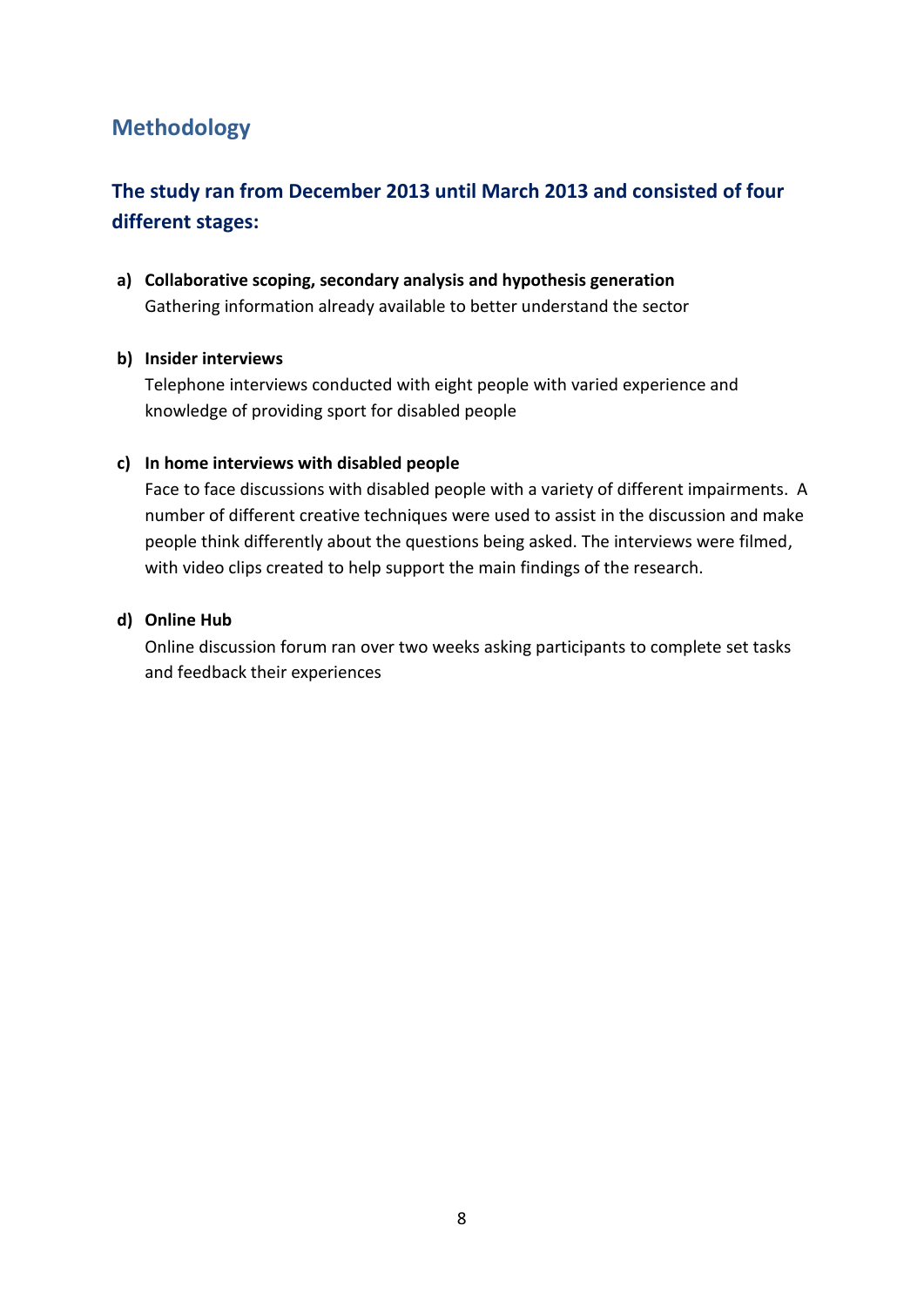## Methodology

### The study ran from December 2013 until March 2013 and consisted of four different stages:

a) **Collaborative scoping, secondary analysis and hypothesis generation**
   Gathering information already available to better understand the sector

b) **Insider interviews**
   Telephone interviews conducted with eight people with varied experience and knowledge of providing sport for disabled people

c) **In home interviews with disabled people**
   Face to face discussions with disabled people with a variety of different impairments. A number of different creative techniques were used to assist in the discussion and make people think differently about the questions being asked. The interviews were filmed, with video clips created to help support the main findings of the research.

d) **Online Hub**
   Online discussion forum ran over two weeks asking participants to complete set tasks and feedback their experiences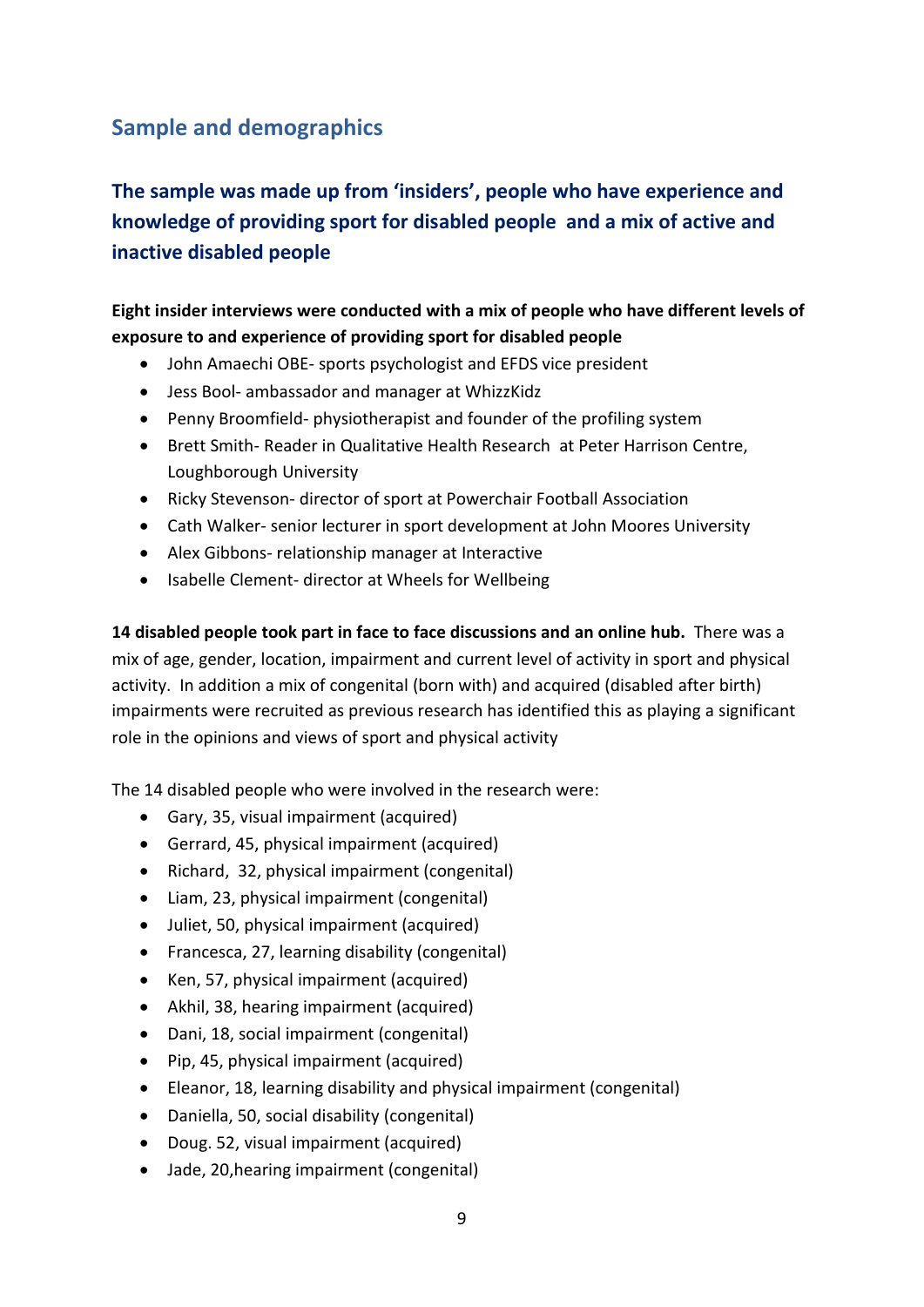## Sample and demographics

### The sample was made up from 'insiders', people who have experience and knowledge of providing sport for disabled people and a mix of active and inactive disabled people

**Eight insider interviews were conducted with a mix of people who have different levels of exposure to and experience of providing sport for disabled people**

- John Amaechi OBE- sports psychologist and EFDS vice president
- Jess Bool- ambassador and manager at WhizzKidz
- Penny Broomfield- physiotherapist and founder of the profiling system
- Brett Smith- Reader in Qualitative Health Research at Peter Harrison Centre, Loughborough University
- Ricky Stevenson- director of sport at Powerchair Football Association
- Cath Walker- senior lecturer in sport development at John Moores University
- Alex Gibbons- relationship manager at Interactive
- Isabelle Clement- director at Wheels for Wellbeing

**14 disabled people took part in face to face discussions and an online hub.** There was a mix of age, gender, location, impairment and current level of activity in sport and physical activity. In addition a mix of congenital (born with) and acquired (disabled after birth) impairments were recruited as previous research has identified this as playing a significant role in the opinions and views of sport and physical activity

The 14 disabled people who were involved in the research were:

- Gary, 35, visual impairment (acquired)
- Gerrard, 45, physical impairment (acquired)
- Richard, 32, physical impairment (congenital)
- Liam, 23, physical impairment (congenital)
- Juliet, 50, physical impairment (acquired)
- Francesca, 27, learning disability (congenital)
- Ken, 57, physical impairment (acquired)
- Akhil, 38, hearing impairment (acquired)
- Dani, 18, social impairment (congenital)
- Pip, 45, physical impairment (acquired)
- Eleanor, 18, learning disability and physical impairment (congenital)
- Daniella, 50, social disability (congenital)
- Doug. 52, visual impairment (acquired)
- Jade, 20,hearing impairment (congenital)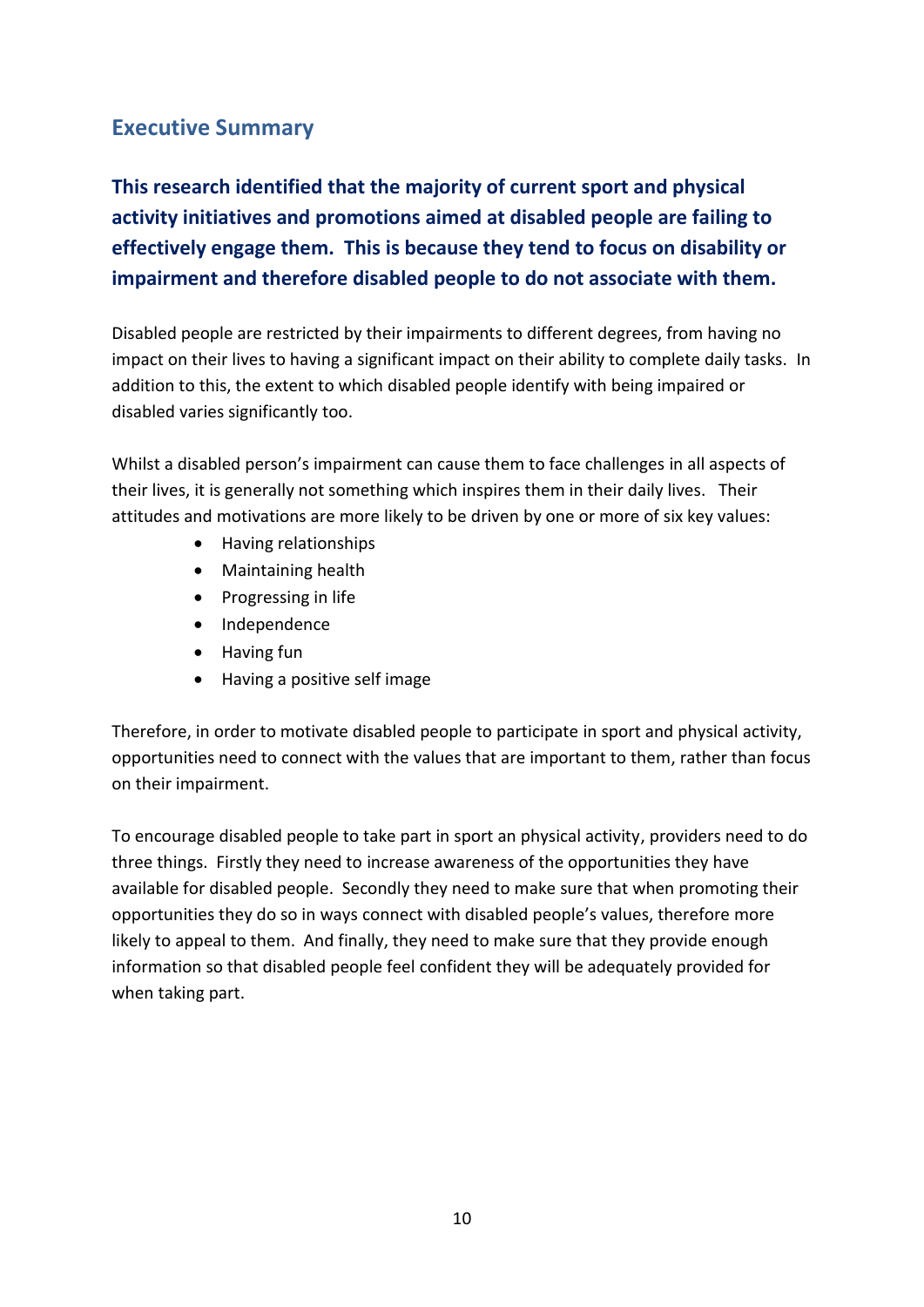## Executive Summary

**This research identified that the majority of current sport and physical activity initiatives and promotions aimed at disabled people are failing to effectively engage them. This is because they tend to focus on disability or impairment and therefore disabled people to do not associate with them.**

Disabled people are restricted by their impairments to different degrees, from having no impact on their lives to having a significant impact on their ability to complete daily tasks. In addition to this, the extent to which disabled people identify with being impaired or disabled varies significantly too.

Whilst a disabled person's impairment can cause them to face challenges in all aspects of their lives, it is generally not something which inspires them in their daily lives. Their attitudes and motivations are more likely to be driven by one or more of six key values:

- Having relationships
- Maintaining health
- Progressing in life
- Independence
- Having fun
- Having a positive self image

Therefore, in order to motivate disabled people to participate in sport and physical activity, opportunities need to connect with the values that are important to them, rather than focus on their impairment.

To encourage disabled people to take part in sport an physical activity, providers need to do three things. Firstly they need to increase awareness of the opportunities they have available for disabled people. Secondly they need to make sure that when promoting their opportunities they do so in ways connect with disabled people's values, therefore more likely to appeal to them. And finally, they need to make sure that they provide enough information so that disabled people feel confident they will be adequately provided for when taking part.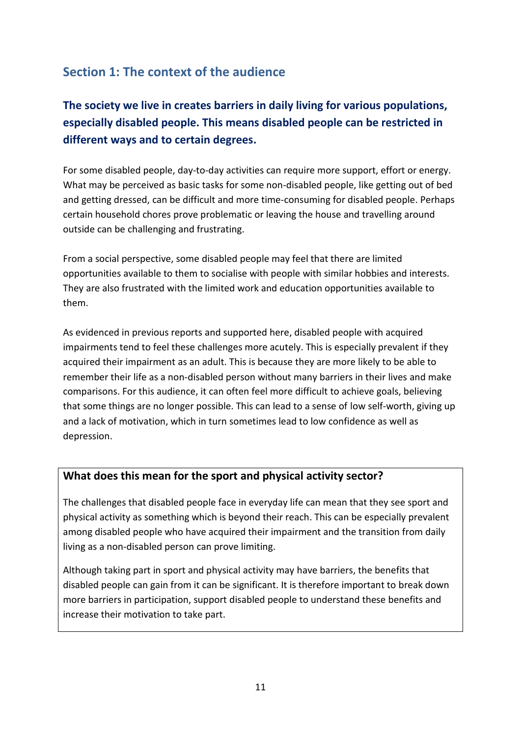## Section 1: The context of the audience

### The society we live in creates barriers in daily living for various populations, especially disabled people. This means disabled people can be restricted in different ways and to certain degrees.

For some disabled people, day-to-day activities can require more support, effort or energy. What may be perceived as basic tasks for some non-disabled people, like getting out of bed and getting dressed, can be difficult and more time-consuming for disabled people. Perhaps certain household chores prove problematic or leaving the house and travelling around outside can be challenging and frustrating.

From a social perspective, some disabled people may feel that there are limited opportunities available to them to socialise with people with similar hobbies and interests. They are also frustrated with the limited work and education opportunities available to them.

As evidenced in previous reports and supported here, disabled people with acquired impairments tend to feel these challenges more acutely. This is especially prevalent if they acquired their impairment as an adult. This is because they are more likely to be able to remember their life as a non-disabled person without many barriers in their lives and make comparisons. For this audience, it can often feel more difficult to achieve goals, believing that some things are no longer possible. This can lead to a sense of low self-worth, giving up and a lack of motivation, which in turn sometimes lead to low confidence as well as depression.

**What does this mean for the sport and physical activity sector?**

The challenges that disabled people face in everyday life can mean that they see sport and physical activity as something which is beyond their reach. This can be especially prevalent among disabled people who have acquired their impairment and the transition from daily living as a non-disabled person can prove limiting.

Although taking part in sport and physical activity may have barriers, the benefits that disabled people can gain from it can be significant. It is therefore important to break down more barriers in participation, support disabled people to understand these benefits and increase their motivation to take part.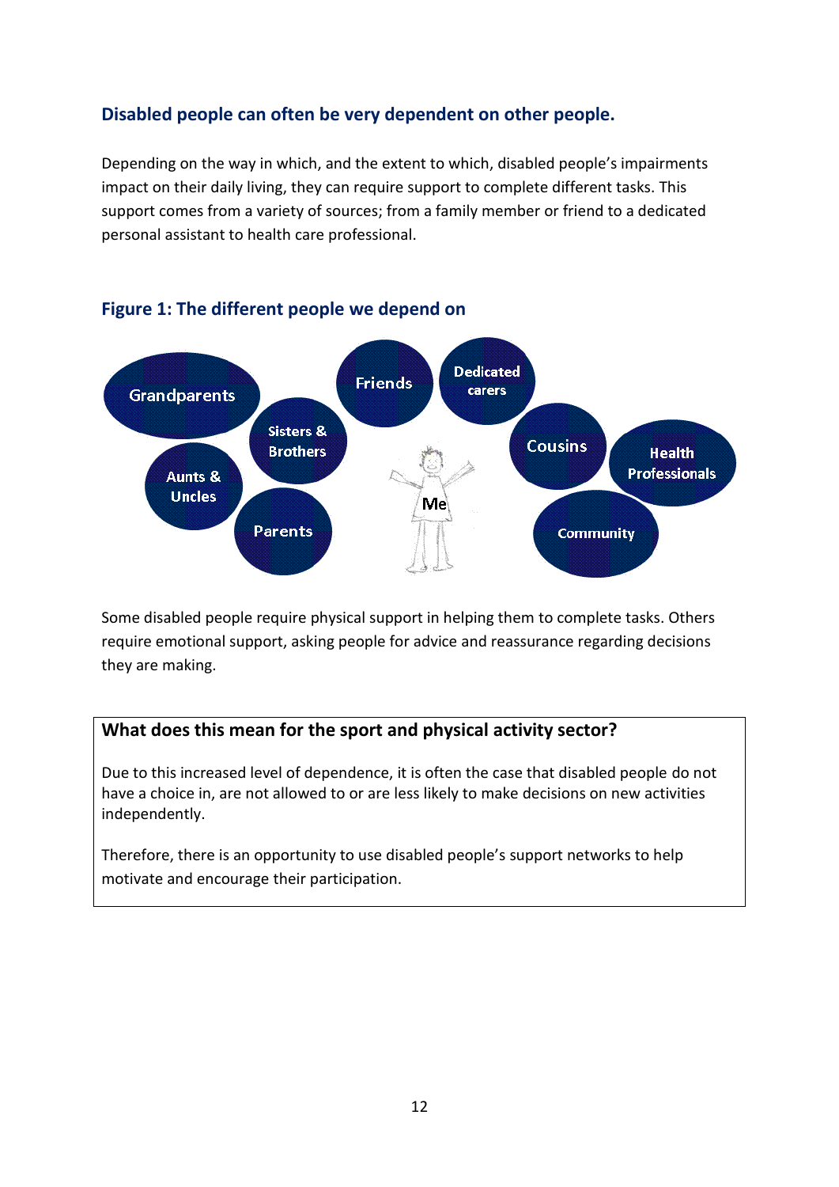## Disabled people can often be very dependent on other people.

Depending on the way in which, and the extent to which, disabled people's impairments impact on their daily living, they can require support to complete different tasks. This support comes from a variety of sources; from a family member or friend to a dedicated personal assistant to health care professional.

### Figure 1: The different people we depend on

Grandparents, Friends, Dedicated carers, Sisters & Brothers, Aunts & Uncles, Parents, Me, Cousins, Health Professionals, Community

Some disabled people require physical support in helping them to complete tasks. Others require emotional support, asking people for advice and reassurance regarding decisions they are making.

**What does this mean for the sport and physical activity sector?**

Due to this increased level of dependence, it is often the case that disabled people do not have a choice in, are not allowed to or are less likely to make decisions on new activities independently.

Therefore, there is an opportunity to use disabled people's support networks to help motivate and encourage their participation.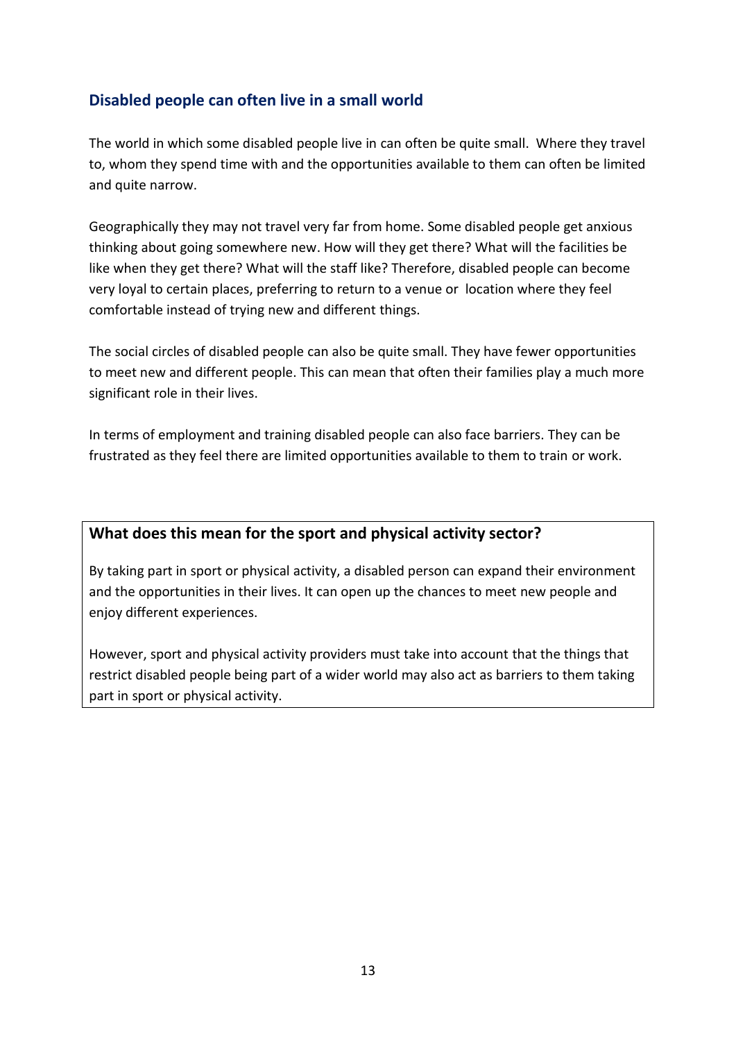## Disabled people can often live in a small world

The world in which some disabled people live in can often be quite small. Where they travel to, whom they spend time with and the opportunities available to them can often be limited and quite narrow.

Geographically they may not travel very far from home. Some disabled people get anxious thinking about going somewhere new. How will they get there? What will the facilities be like when they get there? What will the staff like? Therefore, disabled people can become very loyal to certain places, preferring to return to a venue or location where they feel comfortable instead of trying new and different things.

The social circles of disabled people can also be quite small. They have fewer opportunities to meet new and different people. This can mean that often their families play a much more significant role in their lives.

In terms of employment and training disabled people can also face barriers. They can be frustrated as they feel there are limited opportunities available to them to train or work.

### What does this mean for the sport and physical activity sector?

By taking part in sport or physical activity, a disabled person can expand their environment and the opportunities in their lives. It can open up the chances to meet new people and enjoy different experiences.

However, sport and physical activity providers must take into account that the things that restrict disabled people being part of a wider world may also act as barriers to them taking part in sport or physical activity.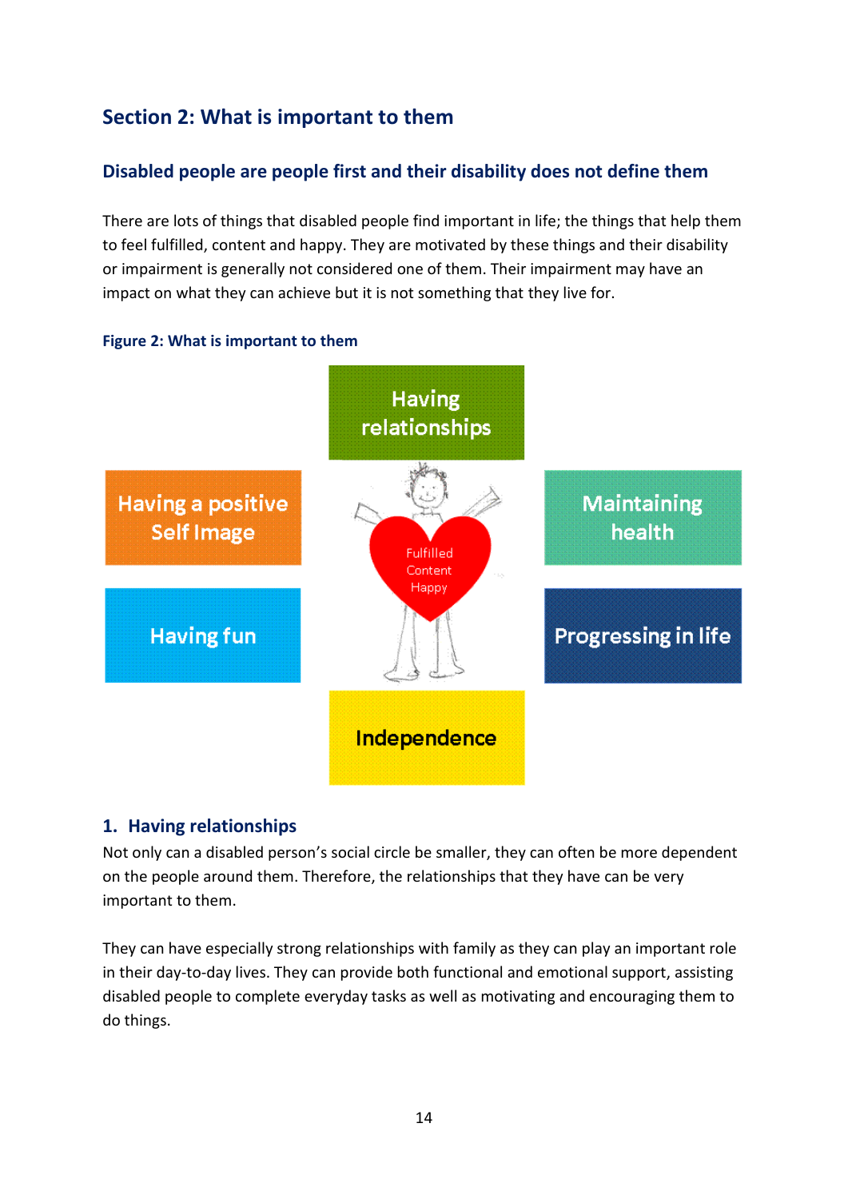## Section 2: What is important to them

### Disabled people are people first and their disability does not define them

There are lots of things that disabled people find important in life; the things that help them to feel fulfilled, content and happy. They are motivated by these things and their disability or impairment is generally not considered one of them. Their impairment may have an impact on what they can achieve but it is not something that they live for.

**Figure 2: What is important to them**

- Having relationships
- Having a positive Self Image
- Maintaining health
- Having fun
- Progressing in life
- Independence

Fulfilled
Content
Happy

### 1. Having relationships

Not only can a disabled person's social circle be smaller, they can often be more dependent on the people around them. Therefore, the relationships that they have can be very important to them.

They can have especially strong relationships with family as they can play an important role in their day-to-day lives. They can provide both functional and emotional support, assisting disabled people to complete everyday tasks as well as motivating and encouraging them to do things.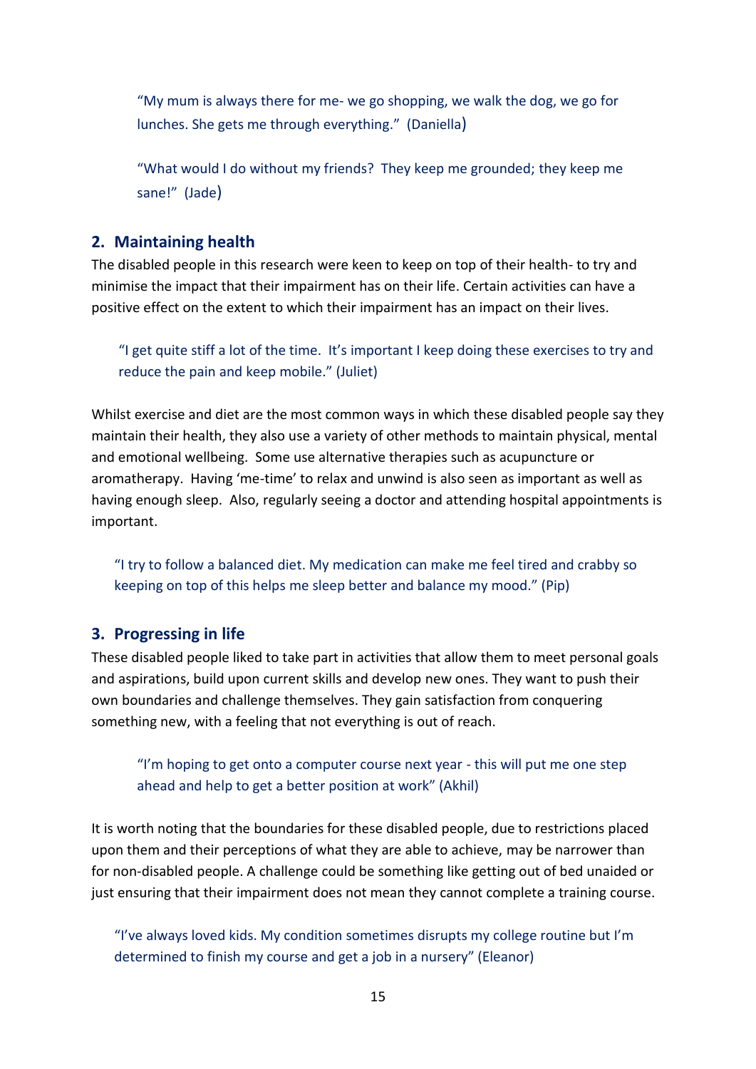> "My mum is always there for me- we go shopping, we walk the dog, we go for lunches. She gets me through everything." (Daniella)

> "What would I do without my friends? They keep me grounded; they keep me sane!" (Jade)

## 2. Maintaining health

The disabled people in this research were keen to keep on top of their health- to try and minimise the impact that their impairment has on their life. Certain activities can have a positive effect on the extent to which their impairment has an impact on their lives.

> "I get quite stiff a lot of the time. It's important I keep doing these exercises to try and reduce the pain and keep mobile." (Juliet)

Whilst exercise and diet are the most common ways in which these disabled people say they maintain their health, they also use a variety of other methods to maintain physical, mental and emotional wellbeing. Some use alternative therapies such as acupuncture or aromatherapy. Having 'me-time' to relax and unwind is also seen as important as well as having enough sleep. Also, regularly seeing a doctor and attending hospital appointments is important.

> "I try to follow a balanced diet. My medication can make me feel tired and crabby so keeping on top of this helps me sleep better and balance my mood." (Pip)

## 3. Progressing in life

These disabled people liked to take part in activities that allow them to meet personal goals and aspirations, build upon current skills and develop new ones. They want to push their own boundaries and challenge themselves. They gain satisfaction from conquering something new, with a feeling that not everything is out of reach.

> "I'm hoping to get onto a computer course next year - this will put me one step ahead and help to get a better position at work" (Akhil)

It is worth noting that the boundaries for these disabled people, due to restrictions placed upon them and their perceptions of what they are able to achieve, may be narrower than for non-disabled people. A challenge could be something like getting out of bed unaided or just ensuring that their impairment does not mean they cannot complete a training course.

> "I've always loved kids. My condition sometimes disrupts my college routine but I'm determined to finish my course and get a job in a nursery" (Eleanor)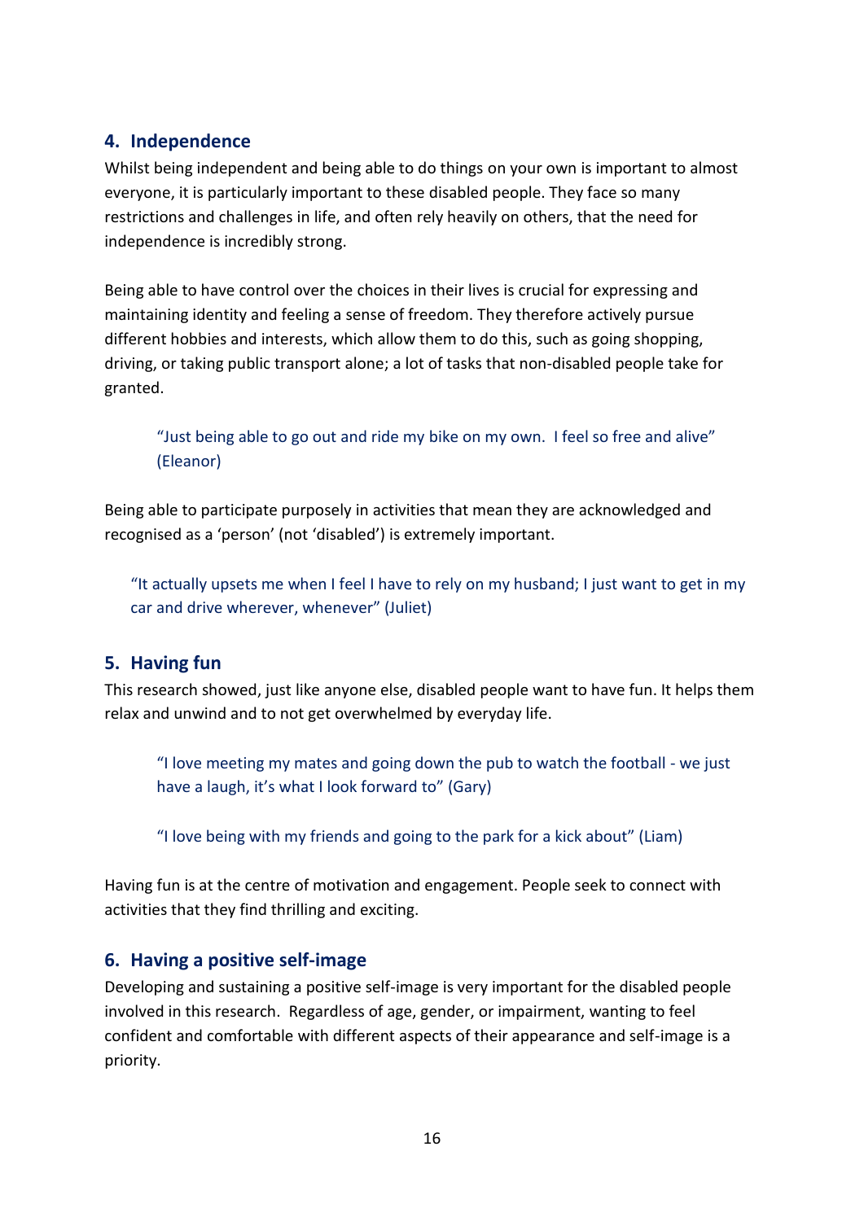## 4. Independence

Whilst being independent and being able to do things on your own is important to almost everyone, it is particularly important to these disabled people. They face so many restrictions and challenges in life, and often rely heavily on others, that the need for independence is incredibly strong.

Being able to have control over the choices in their lives is crucial for expressing and maintaining identity and feeling a sense of freedom. They therefore actively pursue different hobbies and interests, which allow them to do this, such as going shopping, driving, or taking public transport alone; a lot of tasks that non-disabled people take for granted.

> "Just being able to go out and ride my bike on my own. I feel so free and alive" (Eleanor)

Being able to participate purposely in activities that mean they are acknowledged and recognised as a 'person' (not 'disabled') is extremely important.

> "It actually upsets me when I feel I have to rely on my husband; I just want to get in my car and drive wherever, whenever" (Juliet)

## 5. Having fun

This research showed, just like anyone else, disabled people want to have fun. It helps them relax and unwind and to not get overwhelmed by everyday life.

> "I love meeting my mates and going down the pub to watch the football - we just have a laugh, it's what I look forward to" (Gary)

> "I love being with my friends and going to the park for a kick about" (Liam)

Having fun is at the centre of motivation and engagement. People seek to connect with activities that they find thrilling and exciting.

## 6. Having a positive self-image

Developing and sustaining a positive self-image is very important for the disabled people involved in this research. Regardless of age, gender, or impairment, wanting to feel confident and comfortable with different aspects of their appearance and self-image is a priority.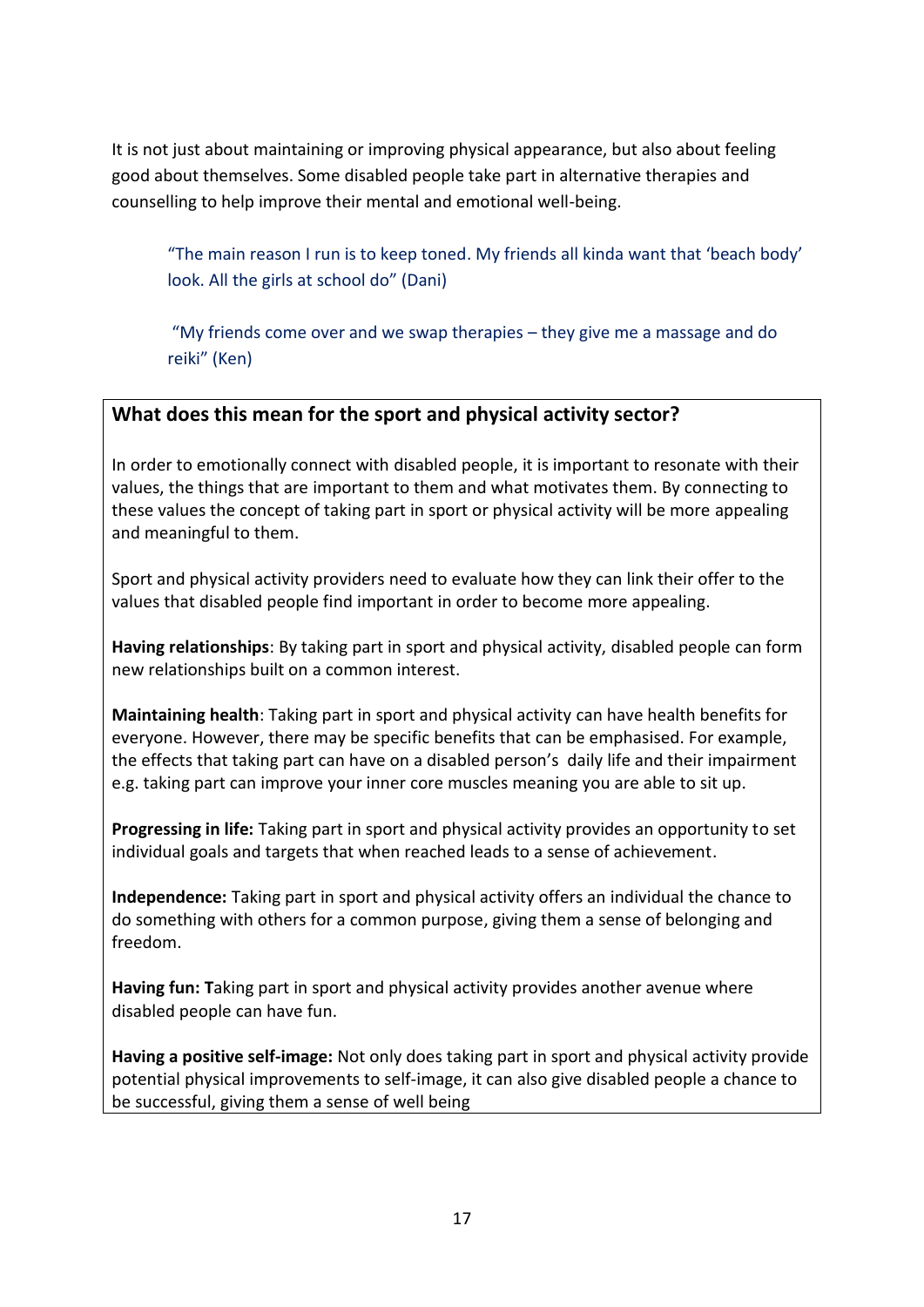It is not just about maintaining or improving physical appearance, but also about feeling good about themselves. Some disabled people take part in alternative therapies and counselling to help improve their mental and emotional well-being.

> "The main reason I run is to keep toned. My friends all kinda want that 'beach body' look. All the girls at school do" (Dani)

> "My friends come over and we swap therapies – they give me a massage and do reiki" (Ken)

### What does this mean for the sport and physical activity sector?

In order to emotionally connect with disabled people, it is important to resonate with their values, the things that are important to them and what motivates them. By connecting to these values the concept of taking part in sport or physical activity will be more appealing and meaningful to them.

Sport and physical activity providers need to evaluate how they can link their offer to the values that disabled people find important in order to become more appealing.

**Having relationships**: By taking part in sport and physical activity, disabled people can form new relationships built on a common interest.

**Maintaining health**: Taking part in sport and physical activity can have health benefits for everyone. However, there may be specific benefits that can be emphasised. For example, the effects that taking part can have on a disabled person's daily life and their impairment e.g. taking part can improve your inner core muscles meaning you are able to sit up.

**Progressing in life:** Taking part in sport and physical activity provides an opportunity to set individual goals and targets that when reached leads to a sense of achievement.

**Independence:** Taking part in sport and physical activity offers an individual the chance to do something with others for a common purpose, giving them a sense of belonging and freedom.

**Having fun: T**aking part in sport and physical activity provides another avenue where disabled people can have fun.

**Having a positive self-image:** Not only does taking part in sport and physical activity provide potential physical improvements to self-image, it can also give disabled people a chance to be successful, giving them a sense of well being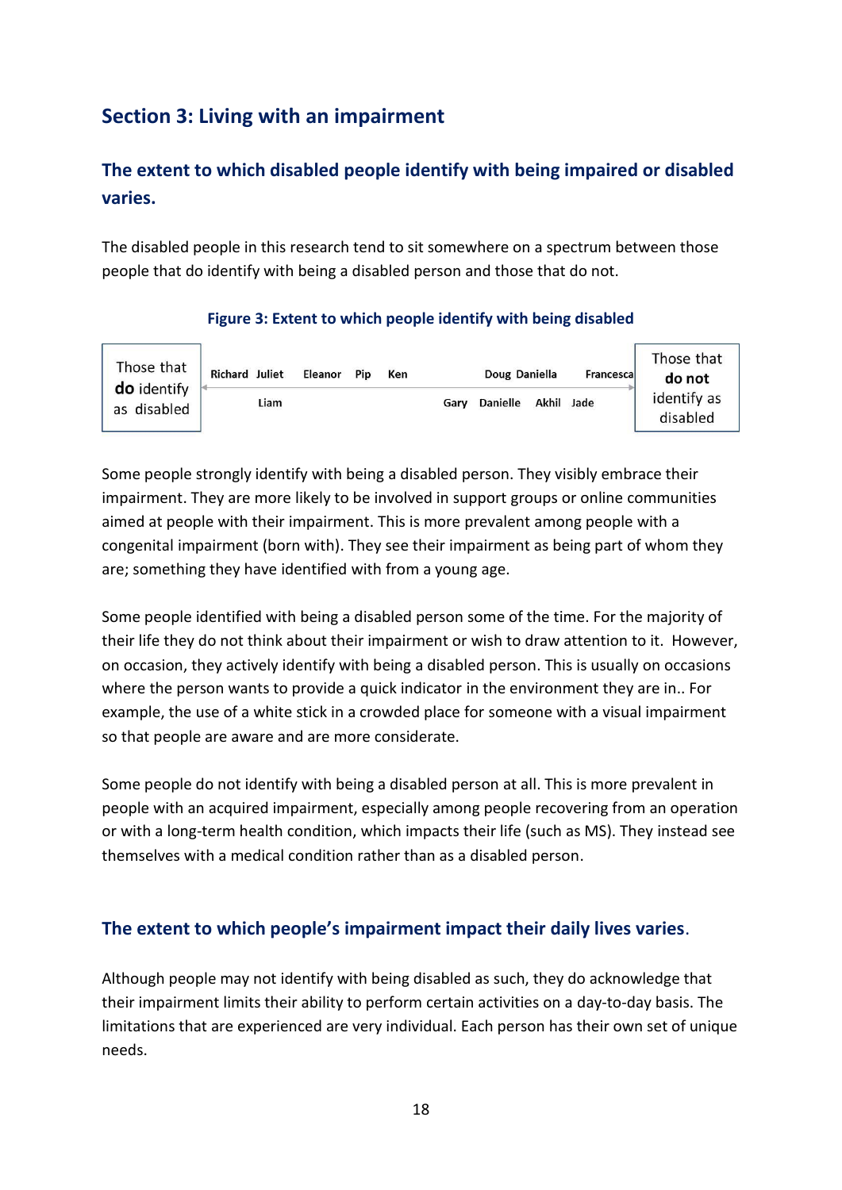## Section 3: Living with an impairment

### The extent to which disabled people identify with being impaired or disabled varies.

The disabled people in this research tend to sit somewhere on a spectrum between those people that do identify with being a disabled person and those that do not.

**Figure 3: Extent to which people identify with being disabled**

Those that **do** identify as disabled ← Richard, Juliet, Liam, Eleanor, Pip, Ken, Gary, Doug, Danielle, Daniella, Akhil, Jade, Francesca → Those that **do not** identify as disabled

Some people strongly identify with being a disabled person. They visibly embrace their impairment. They are more likely to be involved in support groups or online communities aimed at people with their impairment. This is more prevalent among people with a congenital impairment (born with). They see their impairment as being part of whom they are; something they have identified with from a young age.

Some people identified with being a disabled person some of the time. For the majority of their life they do not think about their impairment or wish to draw attention to it. However, on occasion, they actively identify with being a disabled person. This is usually on occasions where the person wants to provide a quick indicator in the environment they are in.. For example, the use of a white stick in a crowded place for someone with a visual impairment so that people are aware and are more considerate.

Some people do not identify with being a disabled person at all. This is more prevalent in people with an acquired impairment, especially among people recovering from an operation or with a long-term health condition, which impacts their life (such as MS). They instead see themselves with a medical condition rather than as a disabled person.

### The extent to which people's impairment impact their daily lives varies.

Although people may not identify with being disabled as such, they do acknowledge that their impairment limits their ability to perform certain activities on a day-to-day basis. The limitations that are experienced are very individual. Each person has their own set of unique needs.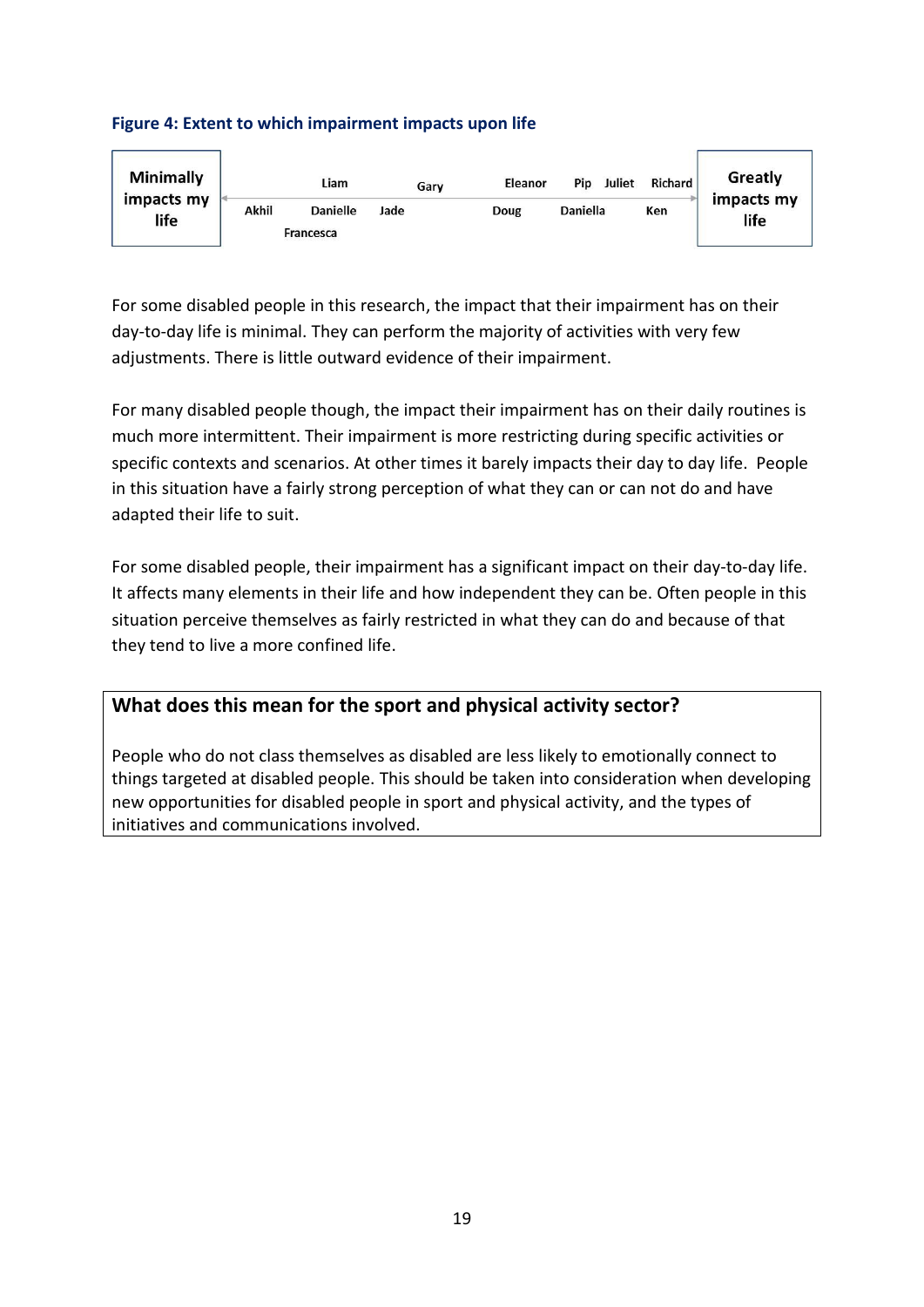**Figure 4: Extent to which impairment impacts upon life**

| Minimally impacts my life | | | | | | | | Greatly impacts my life |
|---|---|---|---|---|---|---|---|---|
| | | Liam | | Gary | Eleanor | Pip | Juliet | Richard |
| | Akhil | Danielle | Jade | | Doug | Daniella | | Ken |
| | | Francesca | | | | | | |

For some disabled people in this research, the impact that their impairment has on their day-to-day life is minimal. They can perform the majority of activities with very few adjustments. There is little outward evidence of their impairment.

For many disabled people though, the impact their impairment has on their daily routines is much more intermittent. Their impairment is more restricting during specific activities or specific contexts and scenarios. At other times it barely impacts their day to day life. People in this situation have a fairly strong perception of what they can or can not do and have adapted their life to suit.

For some disabled people, their impairment has a significant impact on their day-to-day life. It affects many elements in their life and how independent they can be. Often people in this situation perceive themselves as fairly restricted in what they can do and because of that they tend to live a more confined life.

### What does this mean for the sport and physical activity sector?

People who do not class themselves as disabled are less likely to emotionally connect to things targeted at disabled people. This should be taken into consideration when developing new opportunities for disabled people in sport and physical activity, and the types of initiatives and communications involved.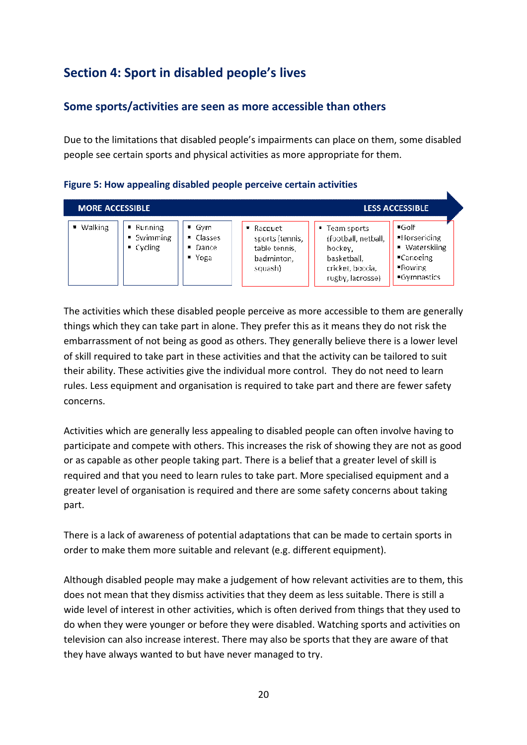## Section 4: Sport in disabled people's lives

### Some sports/activities are seen as more accessible than others

Due to the limitations that disabled people's impairments can place on them, some disabled people see certain sports and physical activities as more appropriate for them.

**Figure 5: How appealing disabled people perceive certain activities**

| MORE ACCESSIBLE | | | | | LESS ACCESSIBLE |
|---|---|---|---|---|---|
| ▪ Walking | ▪ Running<br>▪ Swimming<br>▪ Cycling | ▪ Gym<br>▪ Classes<br>▪ Dance<br>▪ Yoga | ▪ Racquet sports (tennis, table tennis, badminton, squash) | ▪ Team sports (football, netball, hockey, basketball, cricket, boccia, rugby, lacrosse) | ▪Golf<br>▪Horseriding<br>▪ Waterskiing<br>▪Canoeing<br>▪Rowing<br>▪Gymnastics |

The activities which these disabled people perceive as more accessible to them are generally things which they can take part in alone. They prefer this as it means they do not risk the embarrassment of not being as good as others. They generally believe there is a lower level of skill required to take part in these activities and that the activity can be tailored to suit their ability. These activities give the individual more control. They do not need to learn rules. Less equipment and organisation is required to take part and there are fewer safety concerns.

Activities which are generally less appealing to disabled people can often involve having to participate and compete with others. This increases the risk of showing they are not as good or as capable as other people taking part. There is a belief that a greater level of skill is required and that you need to learn rules to take part. More specialised equipment and a greater level of organisation is required and there are some safety concerns about taking part.

There is a lack of awareness of potential adaptations that can be made to certain sports in order to make them more suitable and relevant (e.g. different equipment).

Although disabled people may make a judgement of how relevant activities are to them, this does not mean that they dismiss activities that they deem as less suitable. There is still a wide level of interest in other activities, which is often derived from things that they used to do when they were younger or before they were disabled. Watching sports and activities on television can also increase interest. There may also be sports that they are aware of that they have always wanted to but have never managed to try.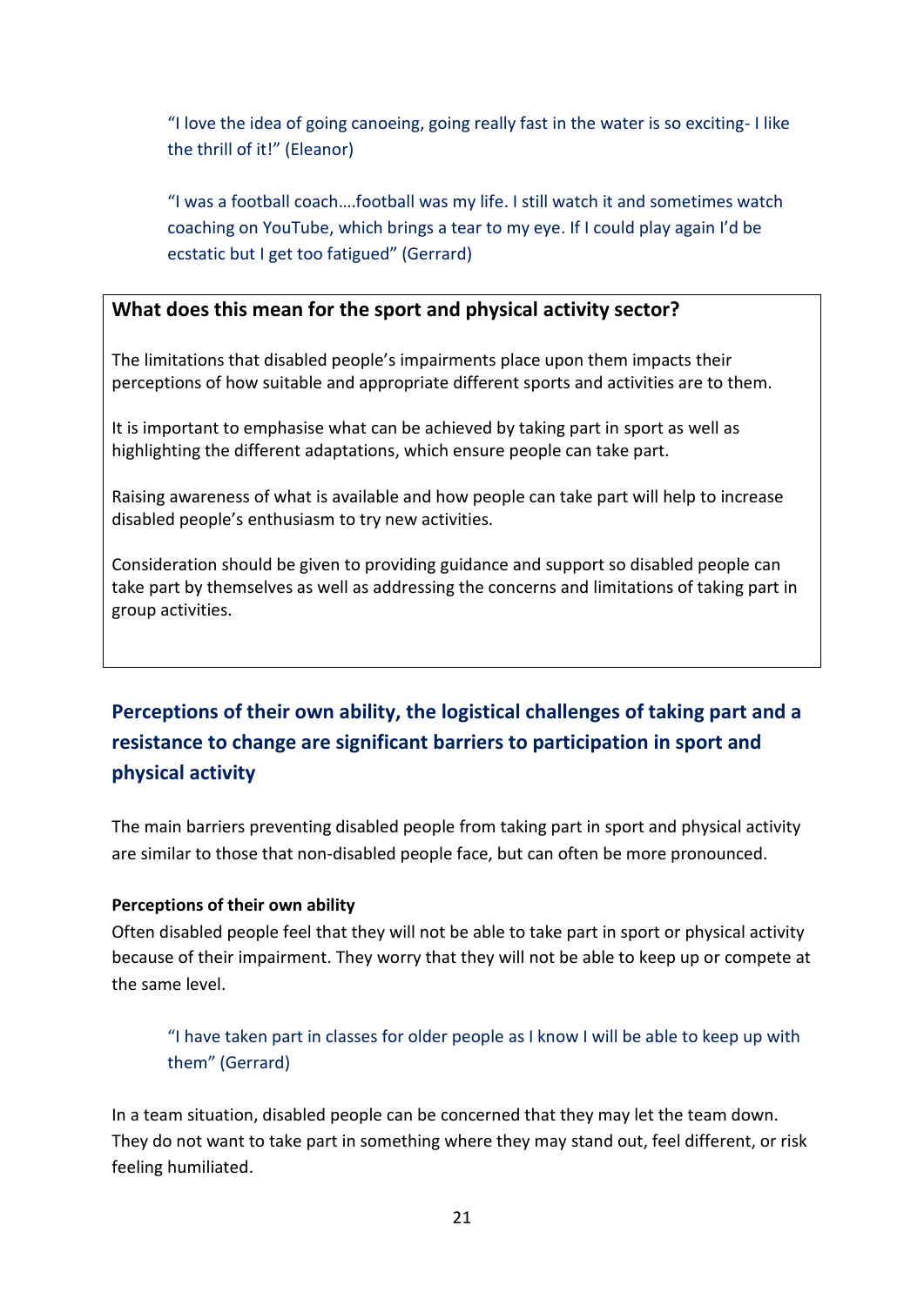> "I love the idea of going canoeing, going really fast in the water is so exciting- I like the thrill of it!" (Eleanor)

> "I was a football coach….football was my life. I still watch it and sometimes watch coaching on YouTube, which brings a tear to my eye. If I could play again I'd be ecstatic but I get too fatigued" (Gerrard)

**What does this mean for the sport and physical activity sector?**

The limitations that disabled people's impairments place upon them impacts their perceptions of how suitable and appropriate different sports and activities are to them.

It is important to emphasise what can be achieved by taking part in sport as well as highlighting the different adaptations, which ensure people can take part.

Raising awareness of what is available and how people can take part will help to increase disabled people's enthusiasm to try new activities.

Consideration should be given to providing guidance and support so disabled people can take part by themselves as well as addressing the concerns and limitations of taking part in group activities.

## Perceptions of their own ability, the logistical challenges of taking part and a resistance to change are significant barriers to participation in sport and physical activity

The main barriers preventing disabled people from taking part in sport and physical activity are similar to those that non-disabled people face, but can often be more pronounced.

**Perceptions of their own ability**

Often disabled people feel that they will not be able to take part in sport or physical activity because of their impairment. They worry that they will not be able to keep up or compete at the same level.

> "I have taken part in classes for older people as I know I will be able to keep up with them" (Gerrard)

In a team situation, disabled people can be concerned that they may let the team down. They do not want to take part in something where they may stand out, feel different, or risk feeling humiliated.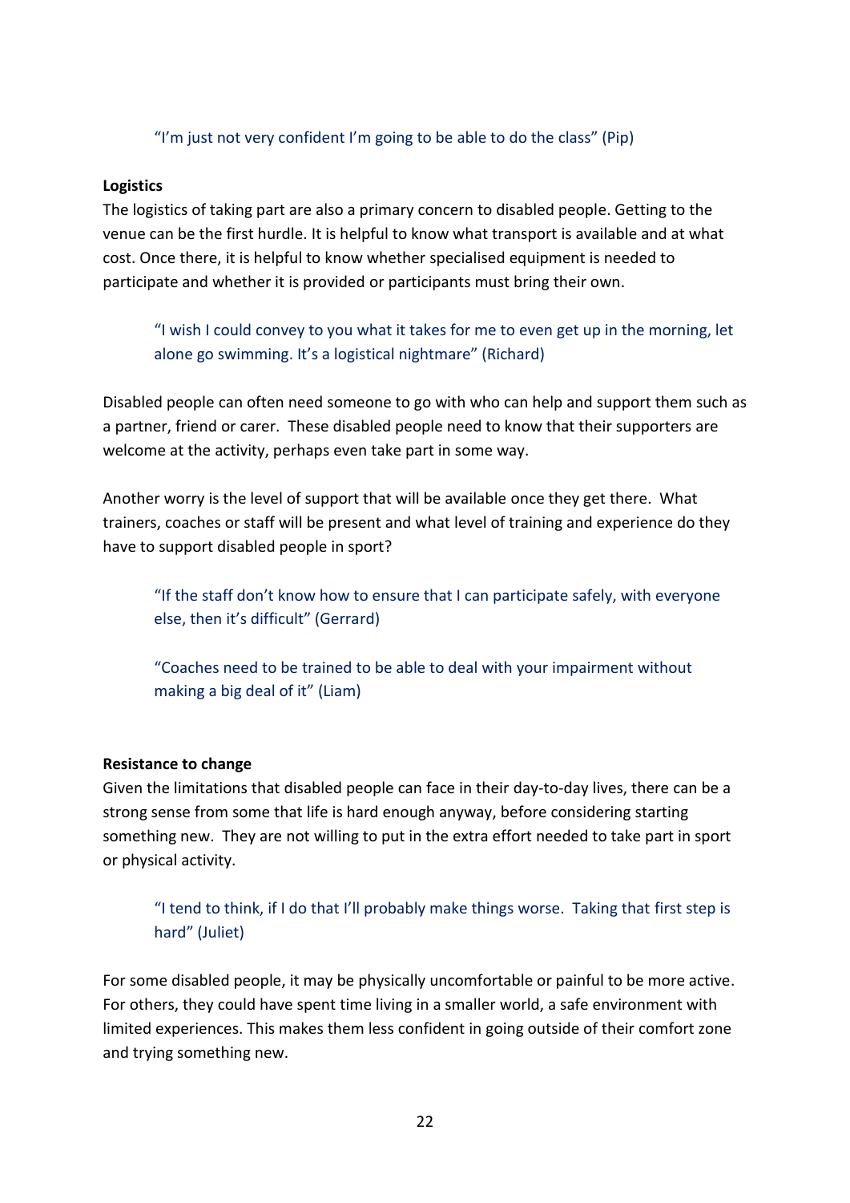> "I'm just not very confident I'm going to be able to do the class" (Pip)

**Logistics**

The logistics of taking part are also a primary concern to disabled people. Getting to the venue can be the first hurdle. It is helpful to know what transport is available and at what cost. Once there, it is helpful to know whether specialised equipment is needed to participate and whether it is provided or participants must bring their own.

> "I wish I could convey to you what it takes for me to even get up in the morning, let alone go swimming. It's a logistical nightmare" (Richard)

Disabled people can often need someone to go with who can help and support them such as a partner, friend or carer. These disabled people need to know that their supporters are welcome at the activity, perhaps even take part in some way.

Another worry is the level of support that will be available once they get there. What trainers, coaches or staff will be present and what level of training and experience do they have to support disabled people in sport?

> "If the staff don't know how to ensure that I can participate safely, with everyone else, then it's difficult" (Gerrard)

> "Coaches need to be trained to be able to deal with your impairment without making a big deal of it" (Liam)

**Resistance to change**

Given the limitations that disabled people can face in their day-to-day lives, there can be a strong sense from some that life is hard enough anyway, before considering starting something new. They are not willing to put in the extra effort needed to take part in sport or physical activity.

> "I tend to think, if I do that I'll probably make things worse. Taking that first step is hard" (Juliet)

For some disabled people, it may be physically uncomfortable or painful to be more active. For others, they could have spent time living in a smaller world, a safe environment with limited experiences. This makes them less confident in going outside of their comfort zone and trying something new.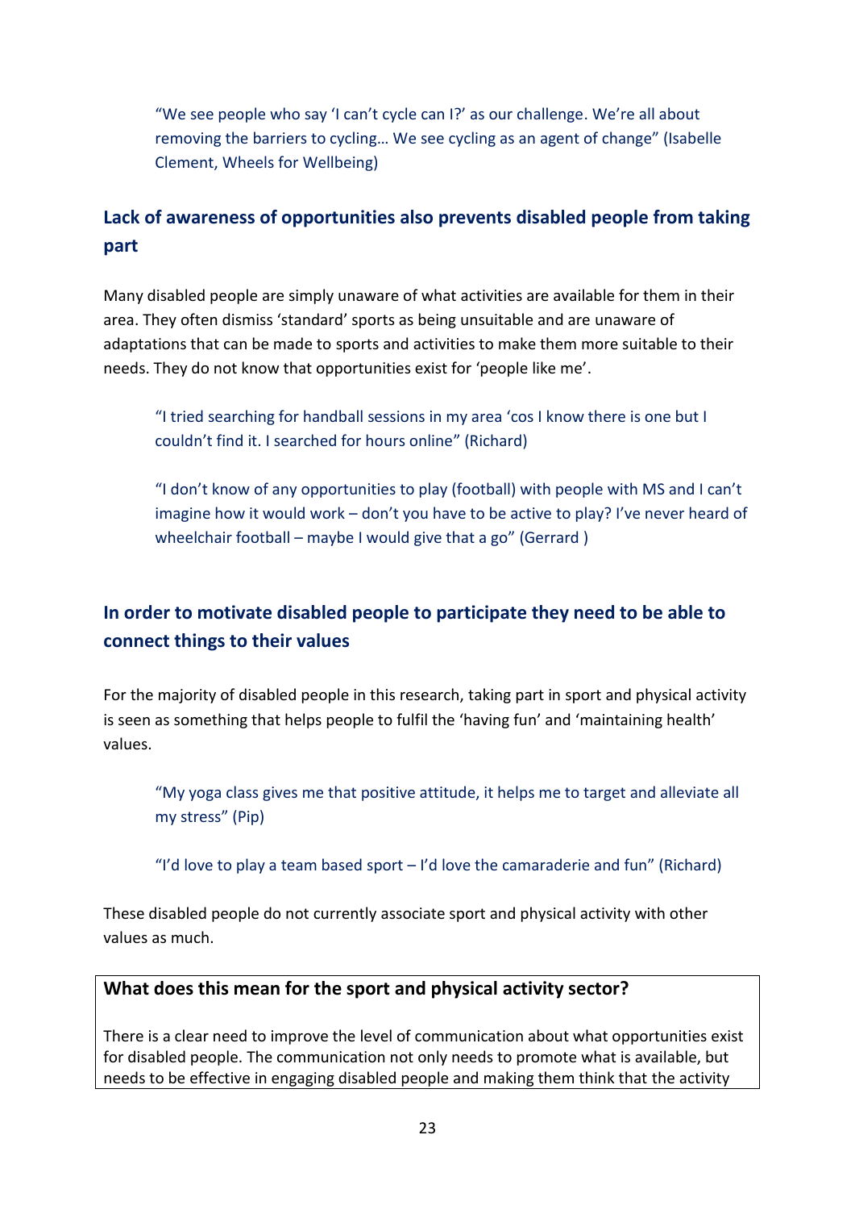"We see people who say 'I can't cycle can I?' as our challenge. We're all about removing the barriers to cycling… We see cycling as an agent of change" (Isabelle Clement, Wheels for Wellbeing)

## Lack of awareness of opportunities also prevents disabled people from taking part

Many disabled people are simply unaware of what activities are available for them in their area. They often dismiss 'standard' sports as being unsuitable and are unaware of adaptations that can be made to sports and activities to make them more suitable to their needs. They do not know that opportunities exist for 'people like me'.

"I tried searching for handball sessions in my area 'cos I know there is one but I couldn't find it. I searched for hours online" (Richard)

"I don't know of any opportunities to play (football) with people with MS and I can't imagine how it would work – don't you have to be active to play? I've never heard of wheelchair football – maybe I would give that a go" (Gerrard )

## In order to motivate disabled people to participate they need to be able to connect things to their values

For the majority of disabled people in this research, taking part in sport and physical activity is seen as something that helps people to fulfil the 'having fun' and 'maintaining health' values.

"My yoga class gives me that positive attitude, it helps me to target and alleviate all my stress" (Pip)

"I'd love to play a team based sport – I'd love the camaraderie and fun" (Richard)

These disabled people do not currently associate sport and physical activity with other values as much.

**What does this mean for the sport and physical activity sector?**

There is a clear need to improve the level of communication about what opportunities exist for disabled people. The communication not only needs to promote what is available, but needs to be effective in engaging disabled people and making them think that the activity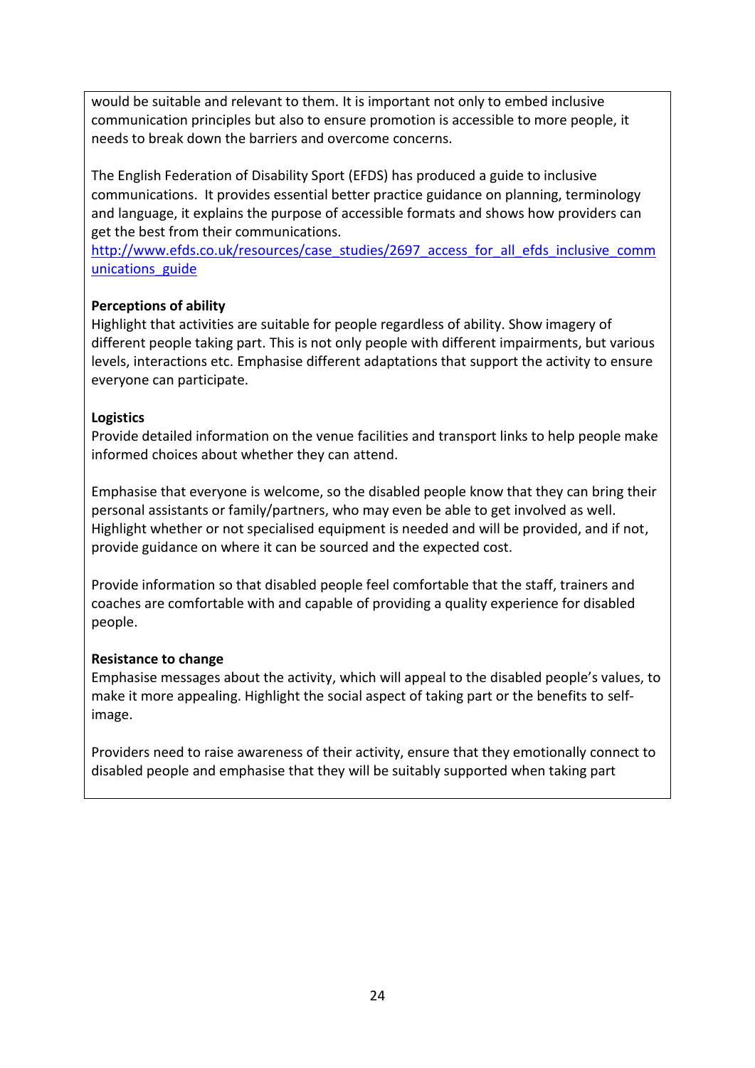would be suitable and relevant to them. It is important not only to embed inclusive communication principles but also to ensure promotion is accessible to more people, it needs to break down the barriers and overcome concerns.

The English Federation of Disability Sport (EFDS) has produced a guide to inclusive communications. It provides essential better practice guidance on planning, terminology and language, it explains the purpose of accessible formats and shows how providers can get the best from their communications.
http://www.efds.co.uk/resources/case_studies/2697_access_for_all_efds_inclusive_communications_guide

**Perceptions of ability**
Highlight that activities are suitable for people regardless of ability. Show imagery of different people taking part. This is not only people with different impairments, but various levels, interactions etc. Emphasise different adaptations that support the activity to ensure everyone can participate.

**Logistics**
Provide detailed information on the venue facilities and transport links to help people make informed choices about whether they can attend.

Emphasise that everyone is welcome, so the disabled people know that they can bring their personal assistants or family/partners, who may even be able to get involved as well. Highlight whether or not specialised equipment is needed and will be provided, and if not, provide guidance on where it can be sourced and the expected cost.

Provide information so that disabled people feel comfortable that the staff, trainers and coaches are comfortable with and capable of providing a quality experience for disabled people.

**Resistance to change**
Emphasise messages about the activity, which will appeal to the disabled people's values, to make it more appealing. Highlight the social aspect of taking part or the benefits to self-image.

Providers need to raise awareness of their activity, ensure that they emotionally connect to disabled people and emphasise that they will be suitably supported when taking part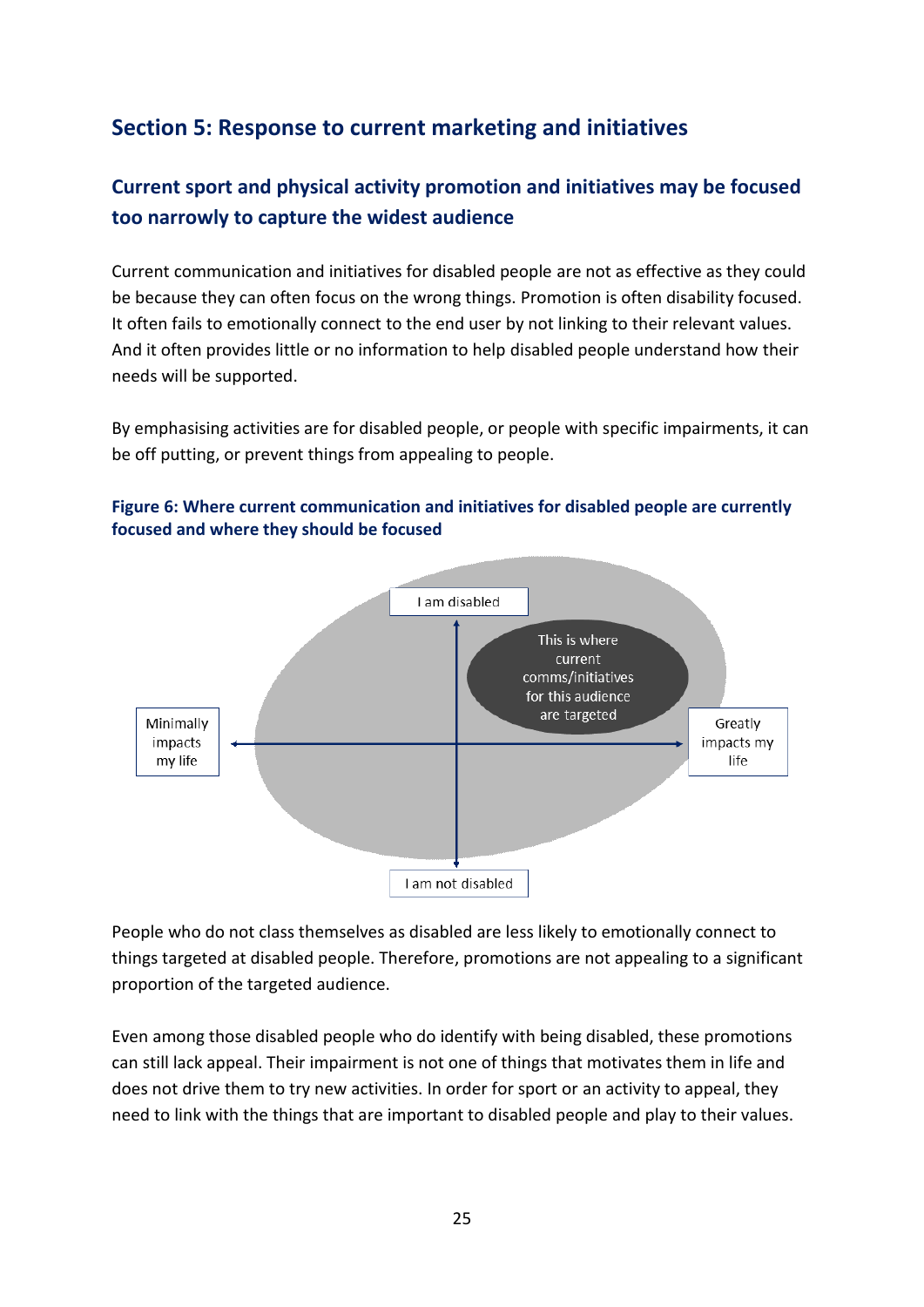## Section 5: Response to current marketing and initiatives

### Current sport and physical activity promotion and initiatives may be focused too narrowly to capture the widest audience

Current communication and initiatives for disabled people are not as effective as they could be because they can often focus on the wrong things. Promotion is often disability focused. It often fails to emotionally connect to the end user by not linking to their relevant values. And it often provides little or no information to help disabled people understand how their needs will be supported.

By emphasising activities are for disabled people, or people with specific impairments, it can be off putting, or prevent things from appealing to people.

**Figure 6: Where current communication and initiatives for disabled people are currently focused and where they should be focused**

I am disabled

This is where current comms/initiatives for this audience are targeted

Minimally impacts my life

Greatly impacts my life

I am not disabled

People who do not class themselves as disabled are less likely to emotionally connect to things targeted at disabled people. Therefore, promotions are not appealing to a significant proportion of the targeted audience.

Even among those disabled people who do identify with being disabled, these promotions can still lack appeal. Their impairment is not one of things that motivates them in life and does not drive them to try new activities. In order for sport or an activity to appeal, they need to link with the things that are important to disabled people and play to their values.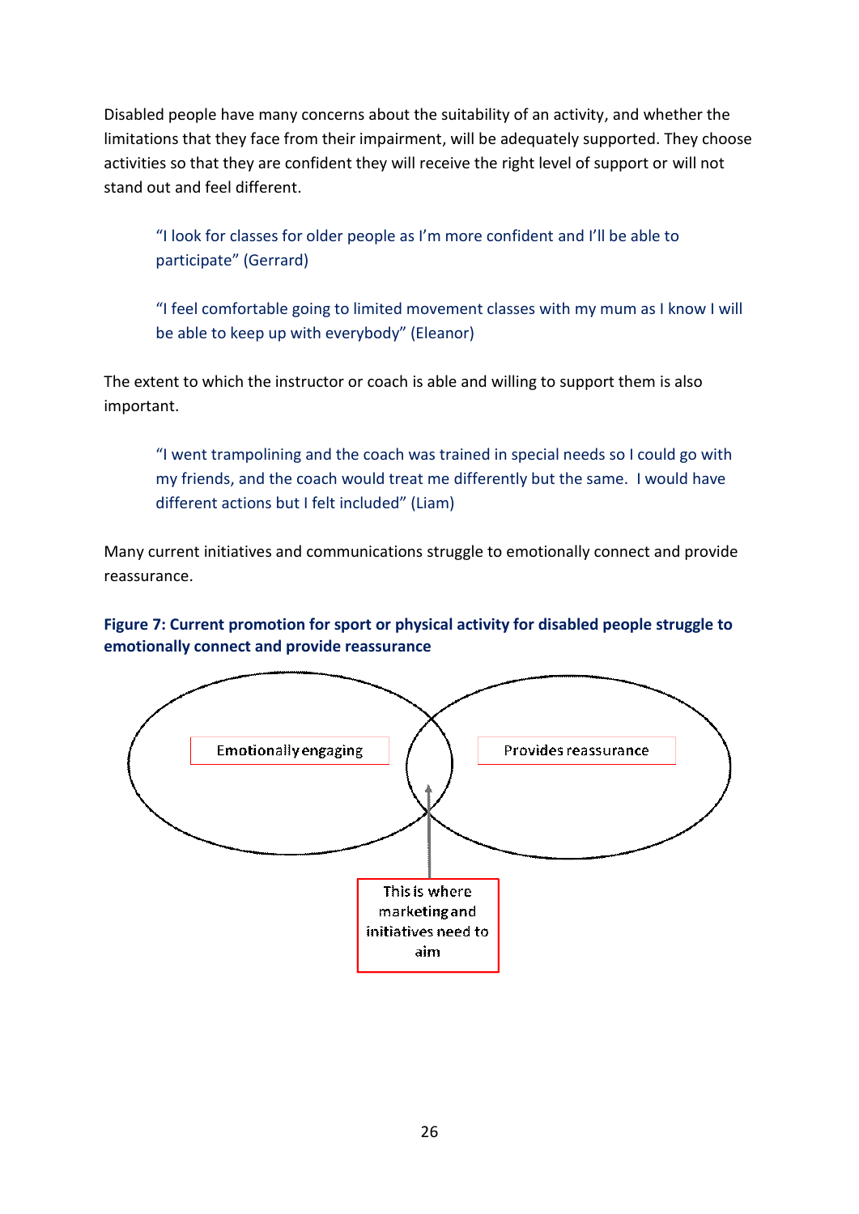Disabled people have many concerns about the suitability of an activity, and whether the limitations that they face from their impairment, will be adequately supported. They choose activities so that they are confident they will receive the right level of support or will not stand out and feel different.

> "I look for classes for older people as I'm more confident and I'll be able to participate" (Gerrard)

> "I feel comfortable going to limited movement classes with my mum as I know I will be able to keep up with everybody" (Eleanor)

The extent to which the instructor or coach is able and willing to support them is also important.

> "I went trampolining and the coach was trained in special needs so I could go with my friends, and the coach would treat me differently but the same. I would have different actions but I felt included" (Liam)

Many current initiatives and communications struggle to emotionally connect and provide reassurance.

**Figure 7: Current promotion for sport or physical activity for disabled people struggle to emotionally connect and provide reassurance**

Emotionally engaging

Provides reassurance

This is where marketing and initiatives need to aim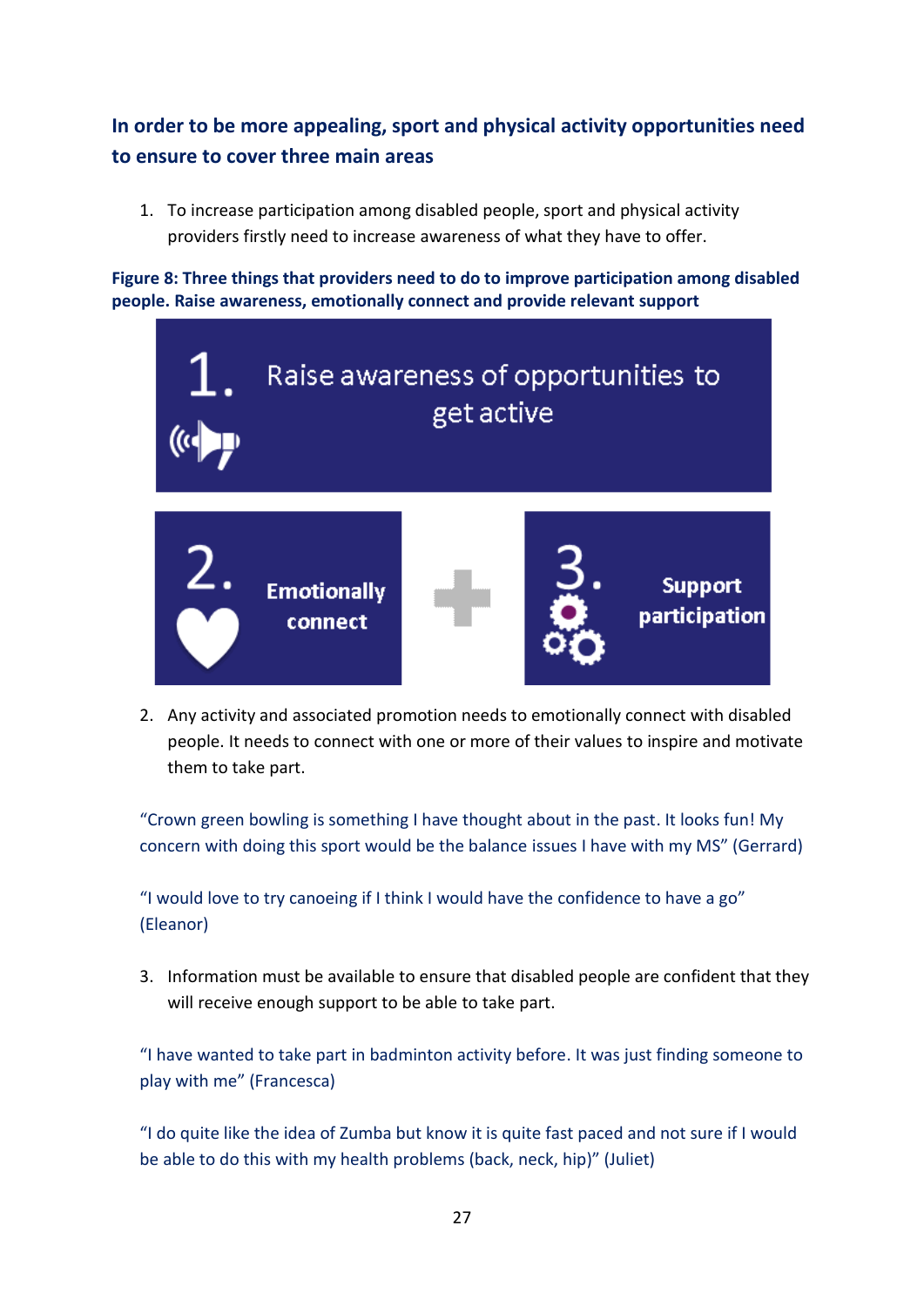## In order to be more appealing, sport and physical activity opportunities need to ensure to cover three main areas

1. To increase participation among disabled people, sport and physical activity providers firstly need to increase awareness of what they have to offer.

**Figure 8: Three things that providers need to do to improve participation among disabled people. Raise awareness, emotionally connect and provide relevant support**

1. Raise awareness of opportunities to get active

2. Emotionally connect

3. Support participation

2. Any activity and associated promotion needs to emotionally connect with disabled people. It needs to connect with one or more of their values to inspire and motivate them to take part.

"Crown green bowling is something I have thought about in the past. It looks fun! My concern with doing this sport would be the balance issues I have with my MS" (Gerrard)

"I would love to try canoeing if I think I would have the confidence to have a go" (Eleanor)

3. Information must be available to ensure that disabled people are confident that they will receive enough support to be able to take part.

"I have wanted to take part in badminton activity before. It was just finding someone to play with me" (Francesca)

"I do quite like the idea of Zumba but know it is quite fast paced and not sure if I would be able to do this with my health problems (back, neck, hip)" (Juliet)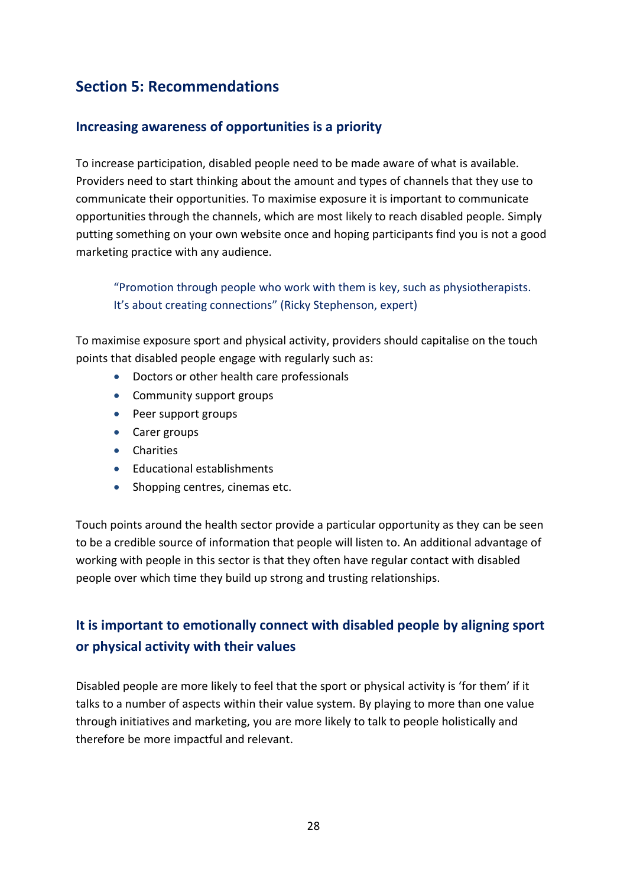## Section 5: Recommendations

### Increasing awareness of opportunities is a priority

To increase participation, disabled people need to be made aware of what is available. Providers need to start thinking about the amount and types of channels that they use to communicate their opportunities. To maximise exposure it is important to communicate opportunities through the channels, which are most likely to reach disabled people. Simply putting something on your own website once and hoping participants find you is not a good marketing practice with any audience.

> "Promotion through people who work with them is key, such as physiotherapists. It's about creating connections" (Ricky Stephenson, expert)

To maximise exposure sport and physical activity, providers should capitalise on the touch points that disabled people engage with regularly such as:

- Doctors or other health care professionals
- Community support groups
- Peer support groups
- Carer groups
- Charities
- Educational establishments
- Shopping centres, cinemas etc.

Touch points around the health sector provide a particular opportunity as they can be seen to be a credible source of information that people will listen to. An additional advantage of working with people in this sector is that they often have regular contact with disabled people over which time they build up strong and trusting relationships.

### It is important to emotionally connect with disabled people by aligning sport or physical activity with their values

Disabled people are more likely to feel that the sport or physical activity is 'for them' if it talks to a number of aspects within their value system. By playing to more than one value through initiatives and marketing, you are more likely to talk to people holistically and therefore be more impactful and relevant.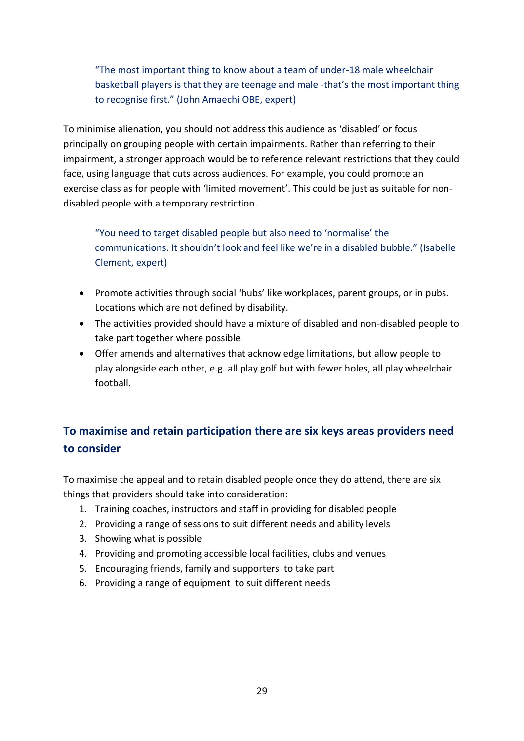> "The most important thing to know about a team of under-18 male wheelchair basketball players is that they are teenage and male -that's the most important thing to recognise first." (John Amaechi OBE, expert)

To minimise alienation, you should not address this audience as 'disabled' or focus principally on grouping people with certain impairments. Rather than referring to their impairment, a stronger approach would be to reference relevant restrictions that they could face, using language that cuts across audiences. For example, you could promote an exercise class as for people with 'limited movement'. This could be just as suitable for non-disabled people with a temporary restriction.

> "You need to target disabled people but also need to 'normalise' the communications. It shouldn't look and feel like we're in a disabled bubble." (Isabelle Clement, expert)

- Promote activities through social 'hubs' like workplaces, parent groups, or in pubs. Locations which are not defined by disability.
- The activities provided should have a mixture of disabled and non-disabled people to take part together where possible.
- Offer amends and alternatives that acknowledge limitations, but allow people to play alongside each other, e.g. all play golf but with fewer holes, all play wheelchair football.

## To maximise and retain participation there are six keys areas providers need to consider

To maximise the appeal and to retain disabled people once they do attend, there are six things that providers should take into consideration:

1. Training coaches, instructors and staff in providing for disabled people
2. Providing a range of sessions to suit different needs and ability levels
3. Showing what is possible
4. Providing and promoting accessible local facilities, clubs and venues
5. Encouraging friends, family and supporters to take part
6. Providing a range of equipment to suit different needs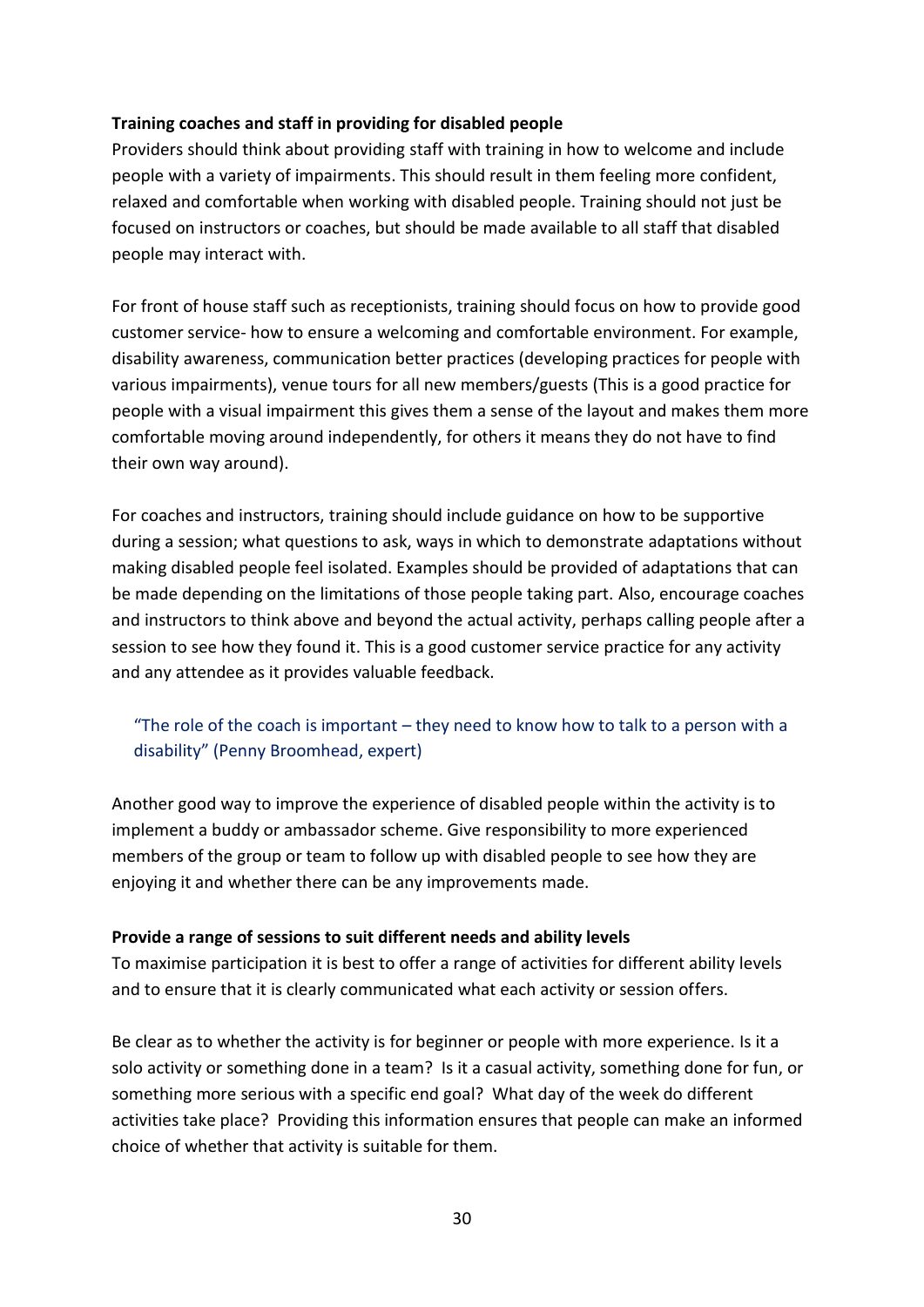**Training coaches and staff in providing for disabled people**

Providers should think about providing staff with training in how to welcome and include people with a variety of impairments. This should result in them feeling more confident, relaxed and comfortable when working with disabled people. Training should not just be focused on instructors or coaches, but should be made available to all staff that disabled people may interact with.

For front of house staff such as receptionists, training should focus on how to provide good customer service- how to ensure a welcoming and comfortable environment. For example, disability awareness, communication better practices (developing practices for people with various impairments), venue tours for all new members/guests (This is a good practice for people with a visual impairment this gives them a sense of the layout and makes them more comfortable moving around independently, for others it means they do not have to find their own way around).

For coaches and instructors, training should include guidance on how to be supportive during a session; what questions to ask, ways in which to demonstrate adaptations without making disabled people feel isolated. Examples should be provided of adaptations that can be made depending on the limitations of those people taking part. Also, encourage coaches and instructors to think above and beyond the actual activity, perhaps calling people after a session to see how they found it. This is a good customer service practice for any activity and any attendee as it provides valuable feedback.

> "The role of the coach is important – they need to know how to talk to a person with a disability" (Penny Broomhead, expert)

Another good way to improve the experience of disabled people within the activity is to implement a buddy or ambassador scheme. Give responsibility to more experienced members of the group or team to follow up with disabled people to see how they are enjoying it and whether there can be any improvements made.

**Provide a range of sessions to suit different needs and ability levels**

To maximise participation it is best to offer a range of activities for different ability levels and to ensure that it is clearly communicated what each activity or session offers.

Be clear as to whether the activity is for beginner or people with more experience. Is it a solo activity or something done in a team? Is it a casual activity, something done for fun, or something more serious with a specific end goal? What day of the week do different activities take place? Providing this information ensures that people can make an informed choice of whether that activity is suitable for them.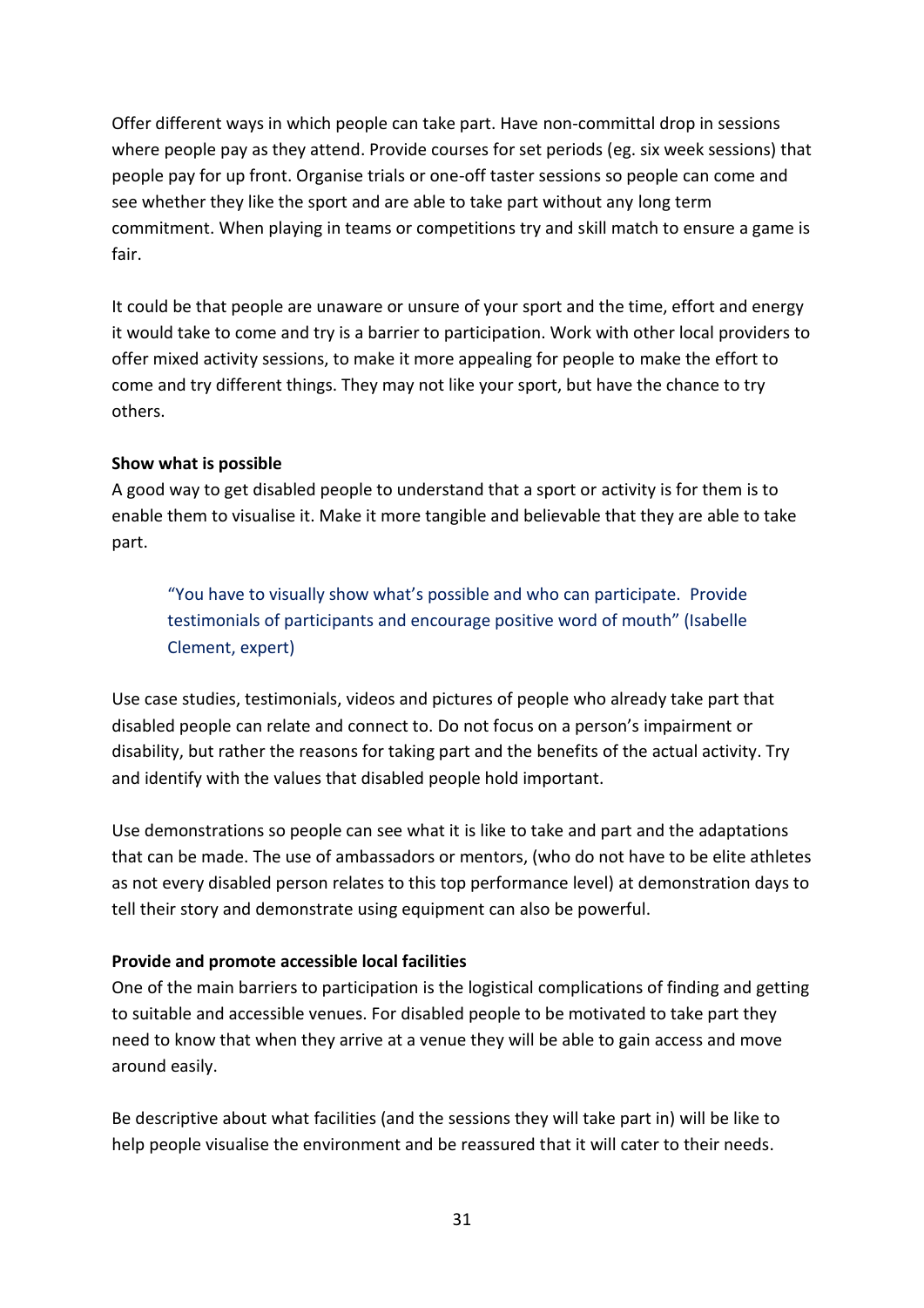Offer different ways in which people can take part. Have non-committal drop in sessions where people pay as they attend. Provide courses for set periods (eg. six week sessions) that people pay for up front. Organise trials or one-off taster sessions so people can come and see whether they like the sport and are able to take part without any long term commitment. When playing in teams or competitions try and skill match to ensure a game is fair.

It could be that people are unaware or unsure of your sport and the time, effort and energy it would take to come and try is a barrier to participation. Work with other local providers to offer mixed activity sessions, to make it more appealing for people to make the effort to come and try different things. They may not like your sport, but have the chance to try others.

**Show what is possible**

A good way to get disabled people to understand that a sport or activity is for them is to enable them to visualise it. Make it more tangible and believable that they are able to take part.

> "You have to visually show what's possible and who can participate. Provide testimonials of participants and encourage positive word of mouth" (Isabelle Clement, expert)

Use case studies, testimonials, videos and pictures of people who already take part that disabled people can relate and connect to. Do not focus on a person's impairment or disability, but rather the reasons for taking part and the benefits of the actual activity. Try and identify with the values that disabled people hold important.

Use demonstrations so people can see what it is like to take and part and the adaptations that can be made. The use of ambassadors or mentors, (who do not have to be elite athletes as not every disabled person relates to this top performance level) at demonstration days to tell their story and demonstrate using equipment can also be powerful.

**Provide and promote accessible local facilities**

One of the main barriers to participation is the logistical complications of finding and getting to suitable and accessible venues. For disabled people to be motivated to take part they need to know that when they arrive at a venue they will be able to gain access and move around easily.

Be descriptive about what facilities (and the sessions they will take part in) will be like to help people visualise the environment and be reassured that it will cater to their needs.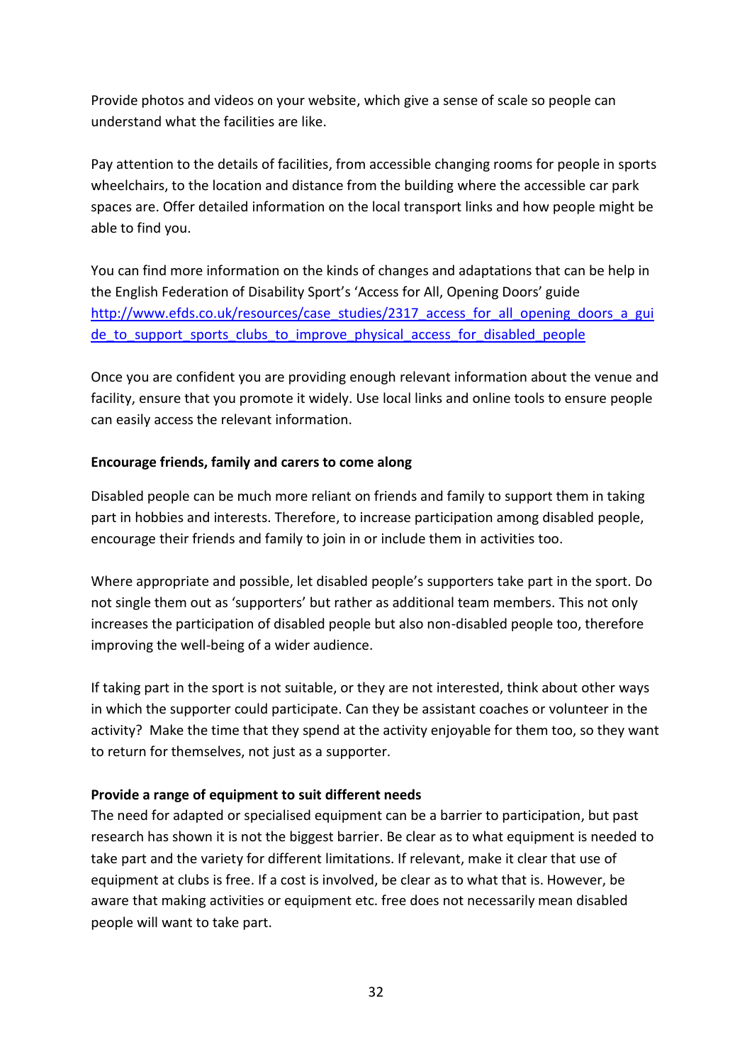Provide photos and videos on your website, which give a sense of scale so people can understand what the facilities are like.

Pay attention to the details of facilities, from accessible changing rooms for people in sports wheelchairs, to the location and distance from the building where the accessible car park spaces are. Offer detailed information on the local transport links and how people might be able to find you.

You can find more information on the kinds of changes and adaptations that can be help in the English Federation of Disability Sport's 'Access for All, Opening Doors' guide [http://www.efds.co.uk/resources/case_studies/2317_access_for_all_opening_doors_a_guide_to_support_sports_clubs_to_improve_physical_access_for_disabled_people](http://www.efds.co.uk/resources/case_studies/2317_access_for_all_opening_doors_a_guide_to_support_sports_clubs_to_improve_physical_access_for_disabled_people)

Once you are confident you are providing enough relevant information about the venue and facility, ensure that you promote it widely. Use local links and online tools to ensure people can easily access the relevant information.

**Encourage friends, family and carers to come along**

Disabled people can be much more reliant on friends and family to support them in taking part in hobbies and interests. Therefore, to increase participation among disabled people, encourage their friends and family to join in or include them in activities too.

Where appropriate and possible, let disabled people's supporters take part in the sport. Do not single them out as 'supporters' but rather as additional team members. This not only increases the participation of disabled people but also non-disabled people too, therefore improving the well-being of a wider audience.

If taking part in the sport is not suitable, or they are not interested, think about other ways in which the supporter could participate. Can they be assistant coaches or volunteer in the activity? Make the time that they spend at the activity enjoyable for them too, so they want to return for themselves, not just as a supporter.

**Provide a range of equipment to suit different needs**

The need for adapted or specialised equipment can be a barrier to participation, but past research has shown it is not the biggest barrier. Be clear as to what equipment is needed to take part and the variety for different limitations. If relevant, make it clear that use of equipment at clubs is free. If a cost is involved, be clear as to what that is. However, be aware that making activities or equipment etc. free does not necessarily mean disabled people will want to take part.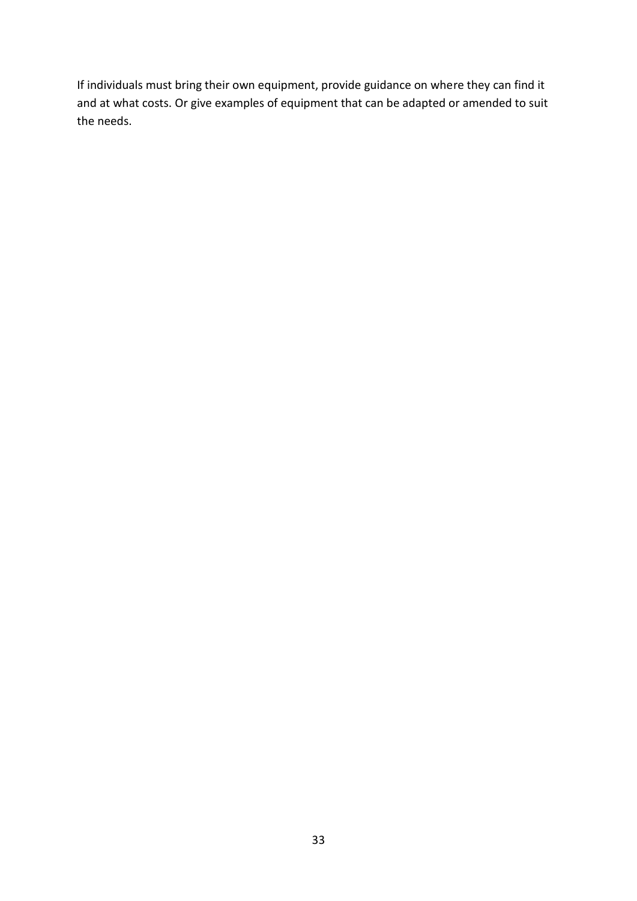If individuals must bring their own equipment, provide guidance on where they can find it and at what costs. Or give examples of equipment that can be adapted or amended to suit the needs.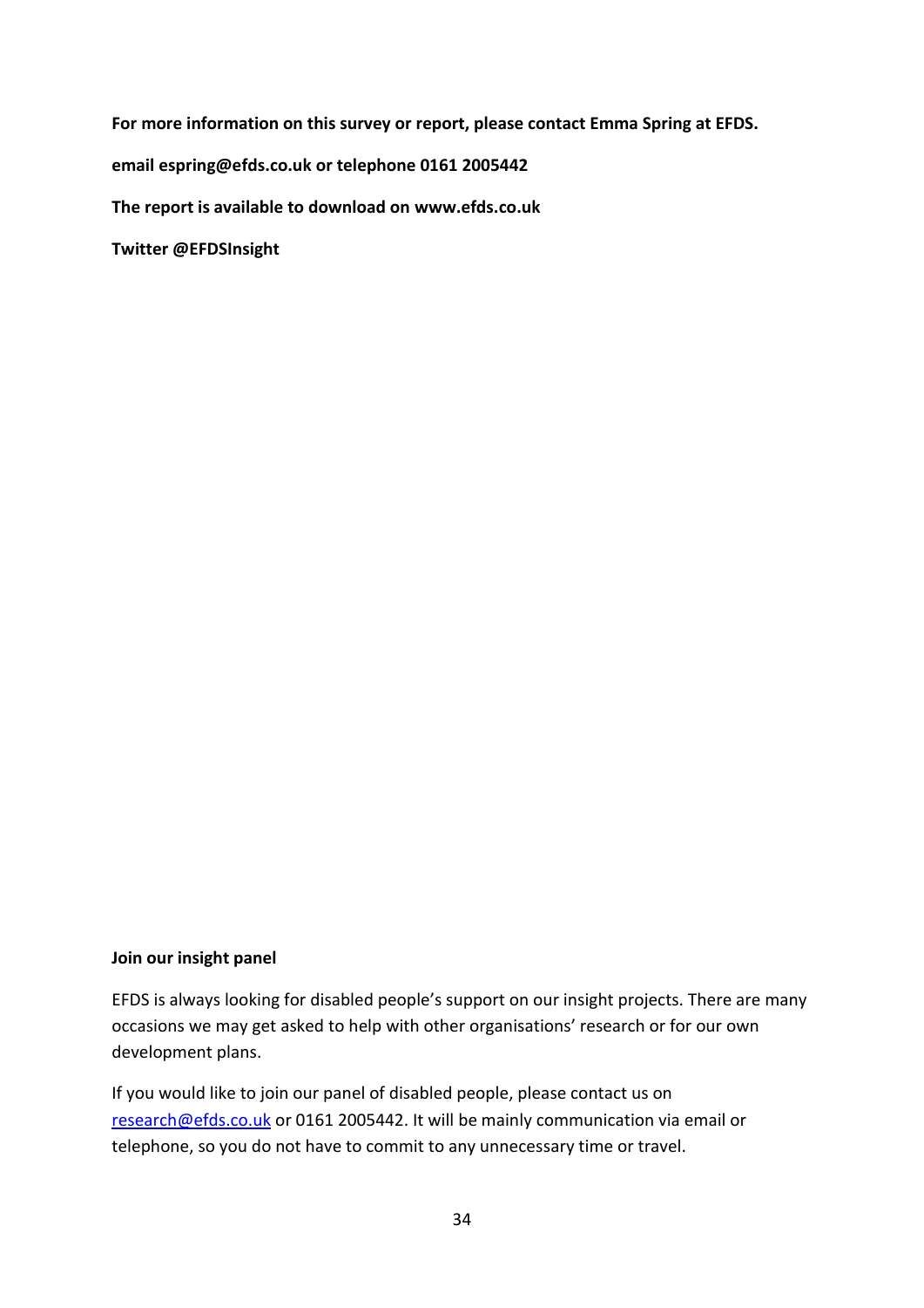**For more information on this survey or report, please contact Emma Spring at EFDS.**

**email espring@efds.co.uk or telephone 0161 2005442**

**The report is available to download on www.efds.co.uk**

**Twitter @EFDSInsight**

**Join our insight panel**

EFDS is always looking for disabled people's support on our insight projects. There are many occasions we may get asked to help with other organisations' research or for our own development plans.

If you would like to join our panel of disabled people, please contact us on research@efds.co.uk or 0161 2005442. It will be mainly communication via email or telephone, so you do not have to commit to any unnecessary time or travel.